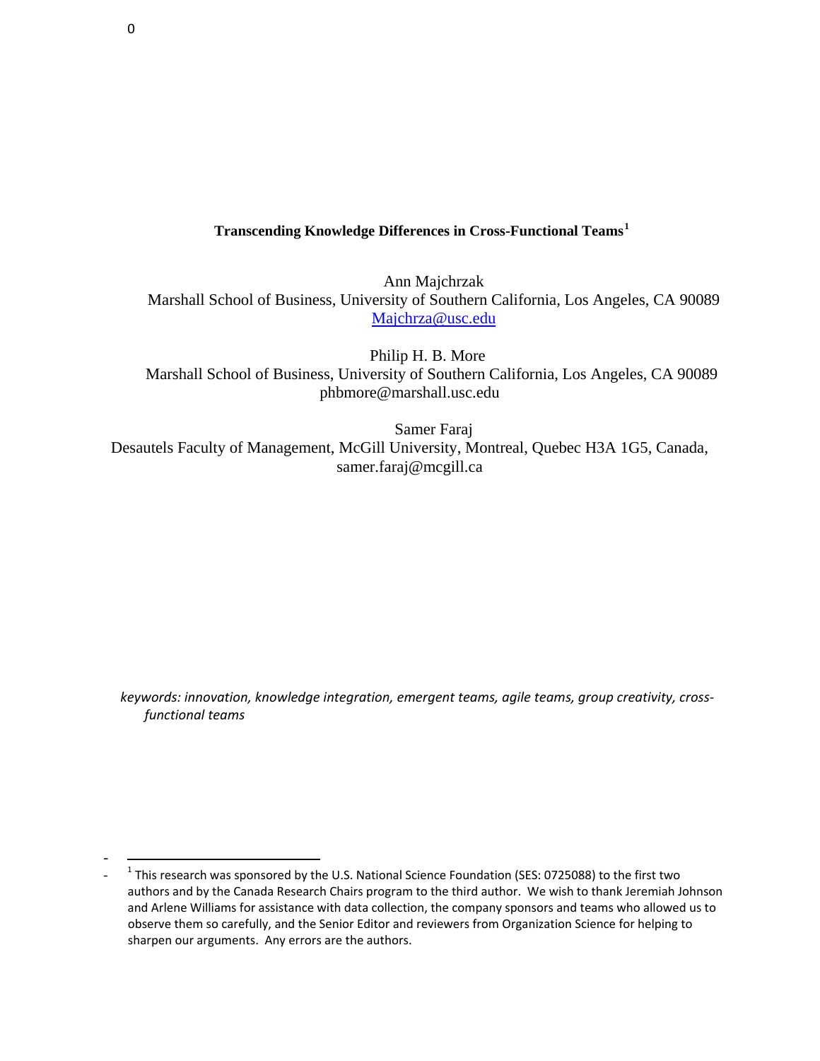# Transcending Knowledge Differences in Cross-Functional Teams[1]

Ann Majchrzak
Marshall School of Business, University of Southern California, Los Angeles, CA 90089
Majchrza@usc.edu

Philip H. B. More
Marshall School of Business, University of Southern California, Los Angeles, CA 90089
phbmore@marshall.usc.edu

Samer Faraj
Desautels Faculty of Management, McGill University, Montreal, Quebec H3A 1G5, Canada,
samer.faraj@mcgill.ca

*keywords: innovation, knowledge integration, emergent teams, agile teams, group creativity, cross-functional teams*

[1] This research was sponsored by the U.S. National Science Foundation (SES: 0725088) to the first two authors and by the Canada Research Chairs program to the third author. We wish to thank Jeremiah Johnson and Arlene Williams for assistance with data collection, the company sponsors and teams who allowed us to observe them so carefully, and the Senior Editor and reviewers from Organization Science for helping to sharpen our arguments. Any errors are the authors.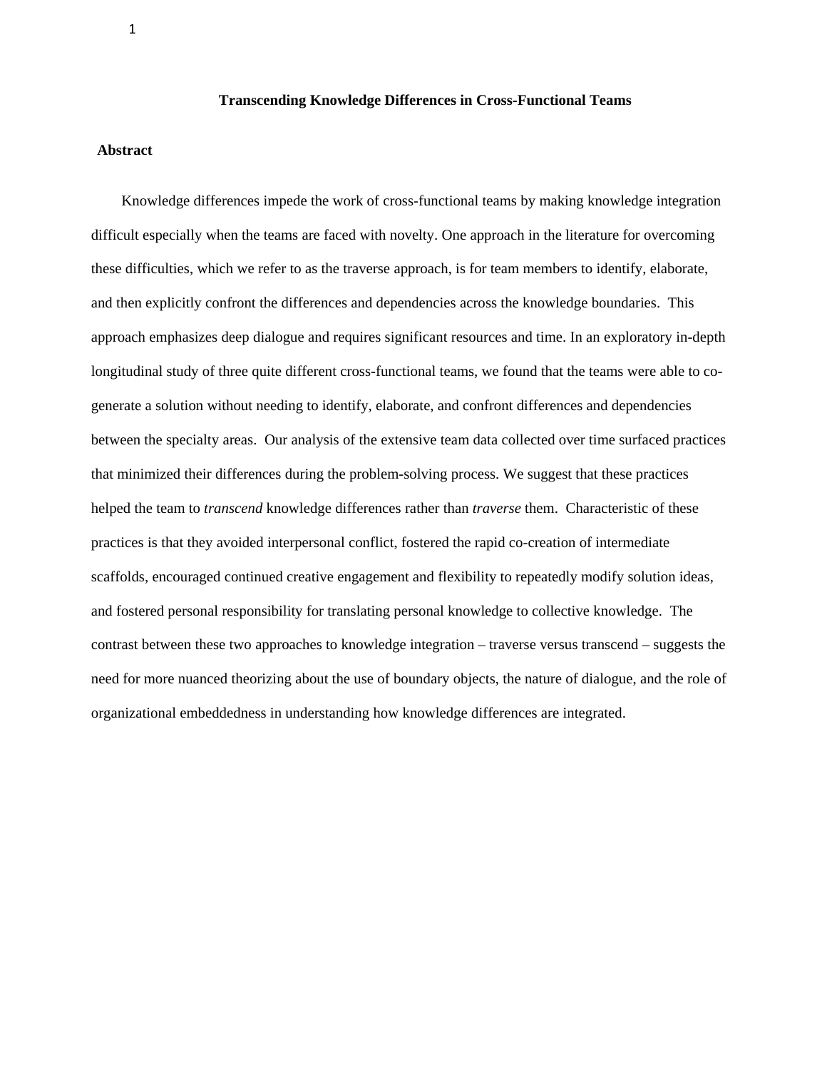# Transcending Knowledge Differences in Cross-Functional Teams

## Abstract

Knowledge differences impede the work of cross-functional teams by making knowledge integration difficult especially when the teams are faced with novelty. One approach in the literature for overcoming these difficulties, which we refer to as the traverse approach, is for team members to identify, elaborate, and then explicitly confront the differences and dependencies across the knowledge boundaries. This approach emphasizes deep dialogue and requires significant resources and time. In an exploratory in-depth longitudinal study of three quite different cross-functional teams, we found that the teams were able to co-generate a solution without needing to identify, elaborate, and confront differences and dependencies between the specialty areas. Our analysis of the extensive team data collected over time surfaced practices that minimized their differences during the problem-solving process. We suggest that these practices helped the team to *transcend* knowledge differences rather than *traverse* them. Characteristic of these practices is that they avoided interpersonal conflict, fostered the rapid co-creation of intermediate scaffolds, encouraged continued creative engagement and flexibility to repeatedly modify solution ideas, and fostered personal responsibility for translating personal knowledge to collective knowledge. The contrast between these two approaches to knowledge integration – traverse versus transcend – suggests the need for more nuanced theorizing about the use of boundary objects, the nature of dialogue, and the role of organizational embeddedness in understanding how knowledge differences are integrated.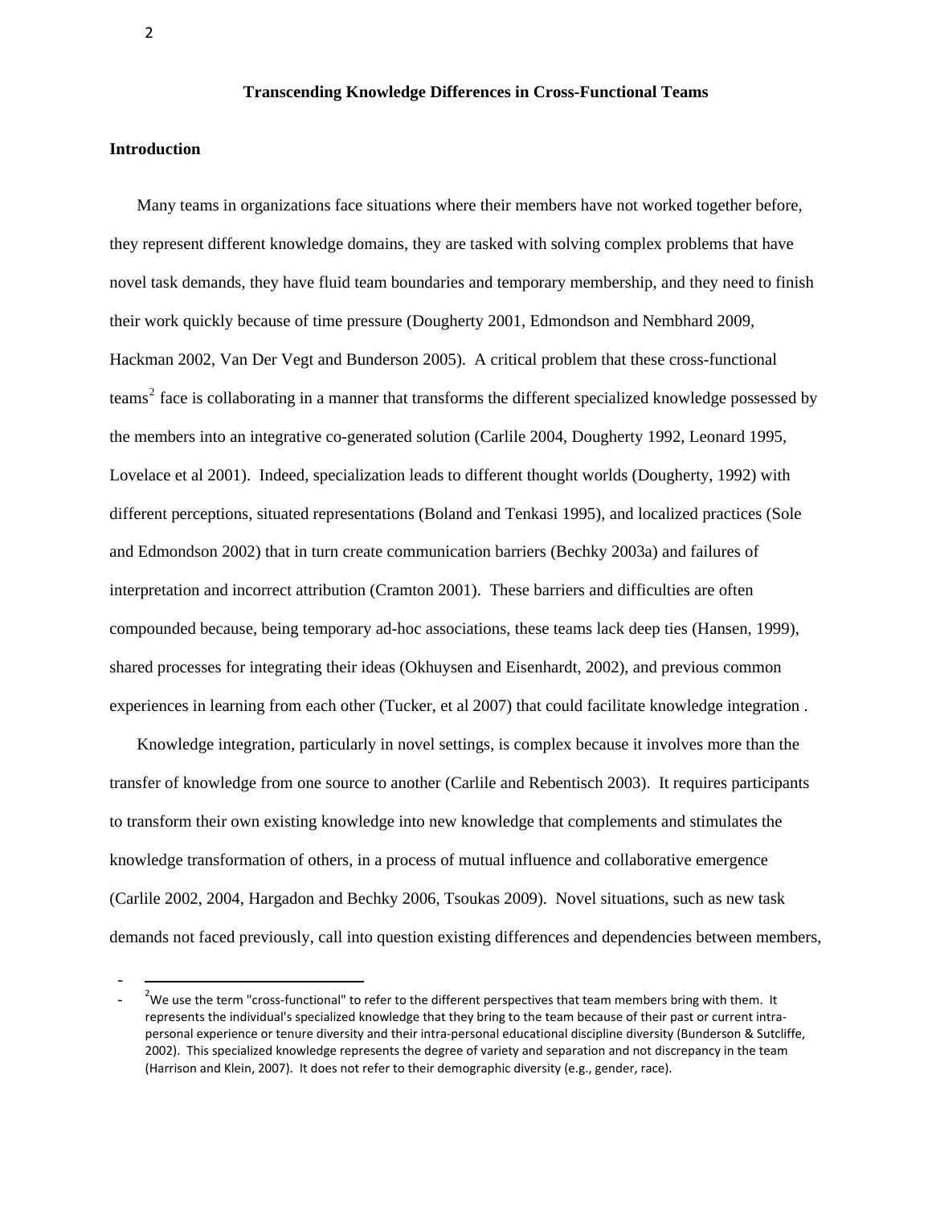## Transcending Knowledge Differences in Cross-Functional Teams

### Introduction

Many teams in organizations face situations where their members have not worked together before, they represent different knowledge domains, they are tasked with solving complex problems that have novel task demands, they have fluid team boundaries and temporary membership, and they need to finish their work quickly because of time pressure (Dougherty 2001, Edmondson and Nembhard 2009, Hackman 2002, Van Der Vegt and Bunderson 2005). A critical problem that these cross-functional teams[2] face is collaborating in a manner that transforms the different specialized knowledge possessed by the members into an integrative co-generated solution (Carlile 2004, Dougherty 1992, Leonard 1995, Lovelace et al 2001). Indeed, specialization leads to different thought worlds (Dougherty, 1992) with different perceptions, situated representations (Boland and Tenkasi 1995), and localized practices (Sole and Edmondson 2002) that in turn create communication barriers (Bechky 2003a) and failures of interpretation and incorrect attribution (Cramton 2001). These barriers and difficulties are often compounded because, being temporary ad-hoc associations, these teams lack deep ties (Hansen, 1999), shared processes for integrating their ideas (Okhuysen and Eisenhardt, 2002), and previous common experiences in learning from each other (Tucker, et al 2007) that could facilitate knowledge integration .

Knowledge integration, particularly in novel settings, is complex because it involves more than the transfer of knowledge from one source to another (Carlile and Rebentisch 2003). It requires participants to transform their own existing knowledge into new knowledge that complements and stimulates the knowledge transformation of others, in a process of mutual influence and collaborative emergence (Carlile 2002, 2004, Hargadon and Bechky 2006, Tsoukas 2009). Novel situations, such as new task demands not faced previously, call into question existing differences and dependencies between members,

---

[2] We use the term "cross-functional" to refer to the different perspectives that team members bring with them. It represents the individual's specialized knowledge that they bring to the team because of their past or current intra-personal experience or tenure diversity and their intra-personal educational discipline diversity (Bunderson & Sutcliffe, 2002). This specialized knowledge represents the degree of variety and separation and not discrepancy in the team (Harrison and Klein, 2007). It does not refer to their demographic diversity (e.g., gender, race).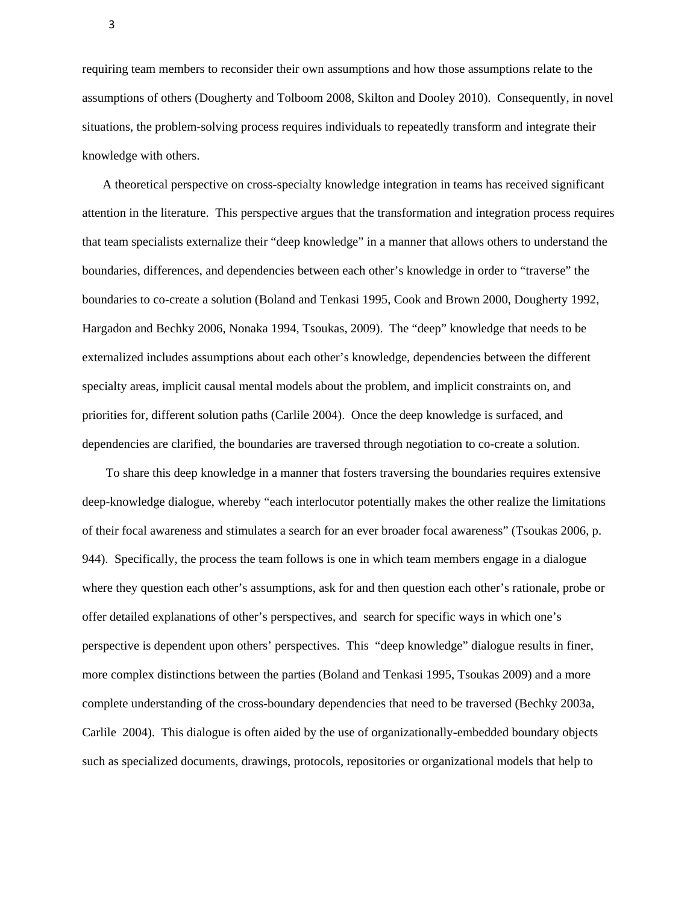requiring team members to reconsider their own assumptions and how those assumptions relate to the assumptions of others (Dougherty and Tolboom 2008, Skilton and Dooley 2010). Consequently, in novel situations, the problem-solving process requires individuals to repeatedly transform and integrate their knowledge with others.

A theoretical perspective on cross-specialty knowledge integration in teams has received significant attention in the literature. This perspective argues that the transformation and integration process requires that team specialists externalize their "deep knowledge" in a manner that allows others to understand the boundaries, differences, and dependencies between each other's knowledge in order to "traverse" the boundaries to co-create a solution (Boland and Tenkasi 1995, Cook and Brown 2000, Dougherty 1992, Hargadon and Bechky 2006, Nonaka 1994, Tsoukas, 2009). The "deep" knowledge that needs to be externalized includes assumptions about each other's knowledge, dependencies between the different specialty areas, implicit causal mental models about the problem, and implicit constraints on, and priorities for, different solution paths (Carlile 2004). Once the deep knowledge is surfaced, and dependencies are clarified, the boundaries are traversed through negotiation to co-create a solution.

To share this deep knowledge in a manner that fosters traversing the boundaries requires extensive deep-knowledge dialogue, whereby "each interlocutor potentially makes the other realize the limitations of their focal awareness and stimulates a search for an ever broader focal awareness" (Tsoukas 2006, p. 944). Specifically, the process the team follows is one in which team members engage in a dialogue where they question each other's assumptions, ask for and then question each other's rationale, probe or offer detailed explanations of other's perspectives, and search for specific ways in which one's perspective is dependent upon others' perspectives. This "deep knowledge" dialogue results in finer, more complex distinctions between the parties (Boland and Tenkasi 1995, Tsoukas 2009) and a more complete understanding of the cross-boundary dependencies that need to be traversed (Bechky 2003a, Carlile 2004). This dialogue is often aided by the use of organizationally-embedded boundary objects such as specialized documents, drawings, protocols, repositories or organizational models that help to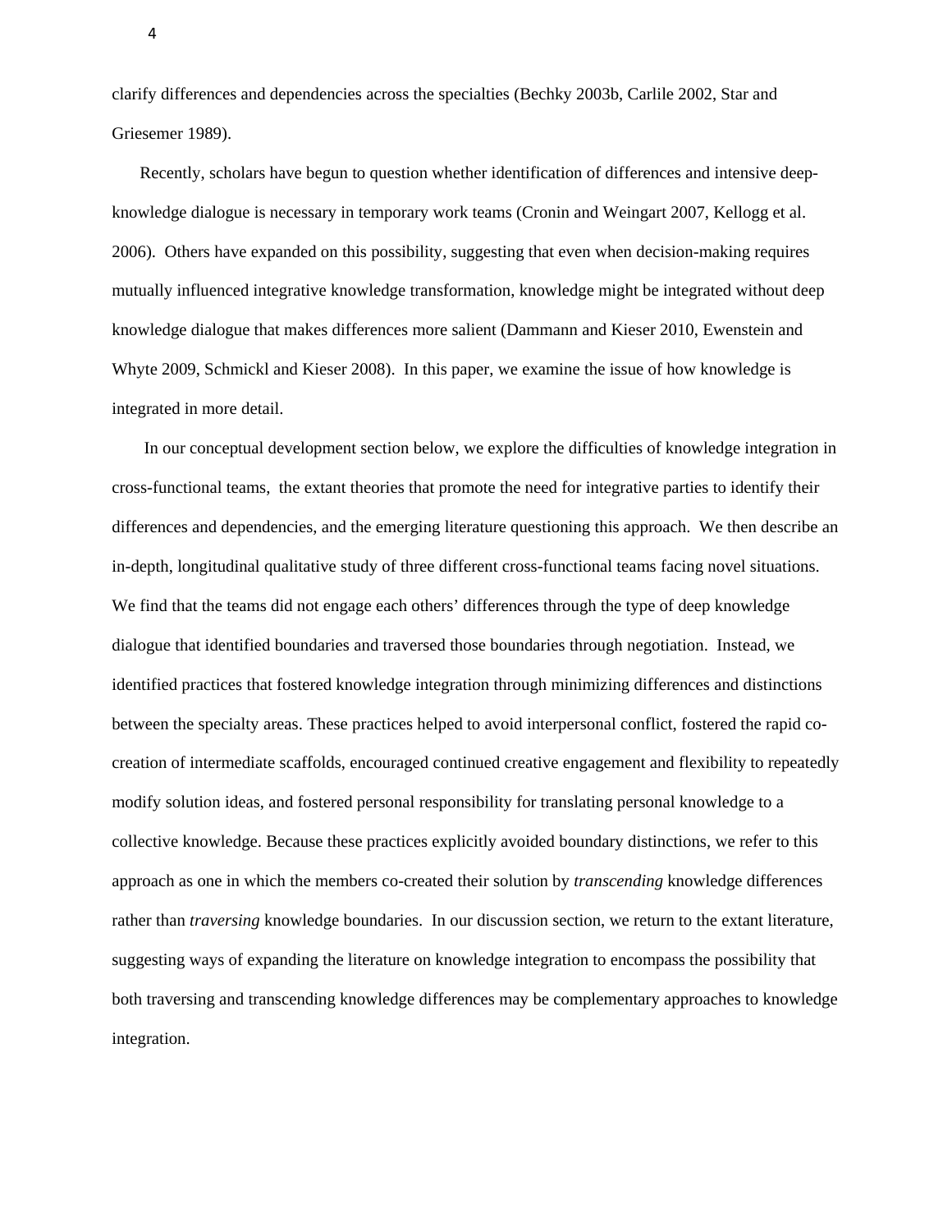clarify differences and dependencies across the specialties (Bechky 2003b, Carlile 2002, Star and Griesemer 1989).

Recently, scholars have begun to question whether identification of differences and intensive deep-knowledge dialogue is necessary in temporary work teams (Cronin and Weingart 2007, Kellogg et al. 2006). Others have expanded on this possibility, suggesting that even when decision-making requires mutually influenced integrative knowledge transformation, knowledge might be integrated without deep knowledge dialogue that makes differences more salient (Dammann and Kieser 2010, Ewenstein and Whyte 2009, Schmickl and Kieser 2008). In this paper, we examine the issue of how knowledge is integrated in more detail.

In our conceptual development section below, we explore the difficulties of knowledge integration in cross-functional teams, the extant theories that promote the need for integrative parties to identify their differences and dependencies, and the emerging literature questioning this approach. We then describe an in-depth, longitudinal qualitative study of three different cross-functional teams facing novel situations. We find that the teams did not engage each others' differences through the type of deep knowledge dialogue that identified boundaries and traversed those boundaries through negotiation. Instead, we identified practices that fostered knowledge integration through minimizing differences and distinctions between the specialty areas. These practices helped to avoid interpersonal conflict, fostered the rapid co-creation of intermediate scaffolds, encouraged continued creative engagement and flexibility to repeatedly modify solution ideas, and fostered personal responsibility for translating personal knowledge to a collective knowledge. Because these practices explicitly avoided boundary distinctions, we refer to this approach as one in which the members co-created their solution by *transcending* knowledge differences rather than *traversing* knowledge boundaries. In our discussion section, we return to the extant literature, suggesting ways of expanding the literature on knowledge integration to encompass the possibility that both traversing and transcending knowledge differences may be complementary approaches to knowledge integration.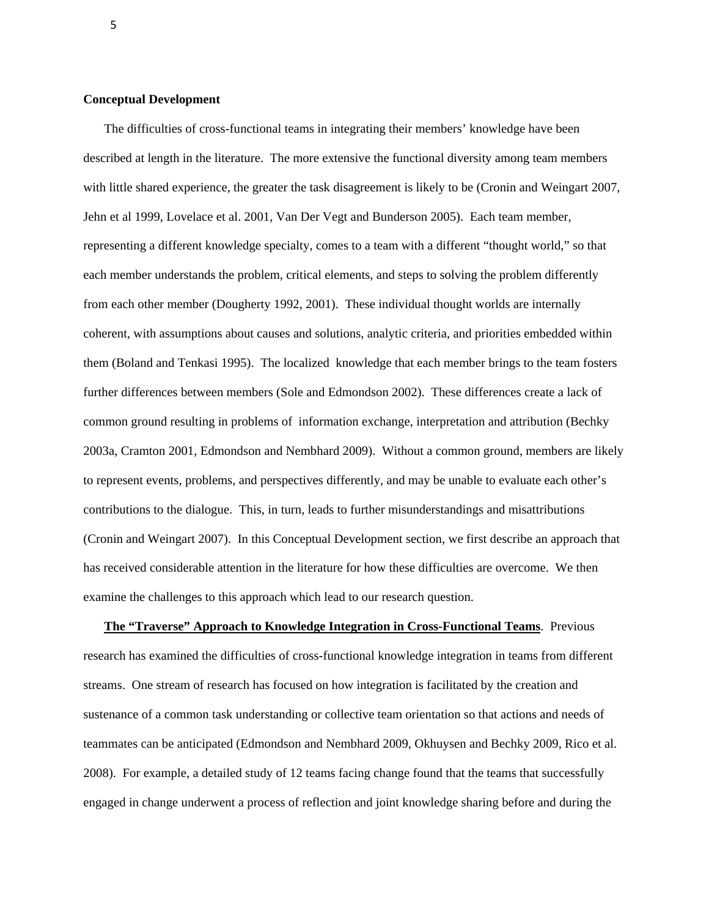**Conceptual Development**

The difficulties of cross-functional teams in integrating their members' knowledge have been described at length in the literature. The more extensive the functional diversity among team members with little shared experience, the greater the task disagreement is likely to be (Cronin and Weingart 2007, Jehn et al 1999, Lovelace et al. 2001, Van Der Vegt and Bunderson 2005). Each team member, representing a different knowledge specialty, comes to a team with a different "thought world," so that each member understands the problem, critical elements, and steps to solving the problem differently from each other member (Dougherty 1992, 2001). These individual thought worlds are internally coherent, with assumptions about causes and solutions, analytic criteria, and priorities embedded within them (Boland and Tenkasi 1995). The localized knowledge that each member brings to the team fosters further differences between members (Sole and Edmondson 2002). These differences create a lack of common ground resulting in problems of information exchange, interpretation and attribution (Bechky 2003a, Cramton 2001, Edmondson and Nembhard 2009). Without a common ground, members are likely to represent events, problems, and perspectives differently, and may be unable to evaluate each other's contributions to the dialogue. This, in turn, leads to further misunderstandings and misattributions (Cronin and Weingart 2007). In this Conceptual Development section, we first describe an approach that has received considerable attention in the literature for how these difficulties are overcome. We then examine the challenges to this approach which lead to our research question.

**The "Traverse" Approach to Knowledge Integration in Cross-Functional Teams**. Previous research has examined the difficulties of cross-functional knowledge integration in teams from different streams. One stream of research has focused on how integration is facilitated by the creation and sustenance of a common task understanding or collective team orientation so that actions and needs of teammates can be anticipated (Edmondson and Nembhard 2009, Okhuysen and Bechky 2009, Rico et al. 2008). For example, a detailed study of 12 teams facing change found that the teams that successfully engaged in change underwent a process of reflection and joint knowledge sharing before and during the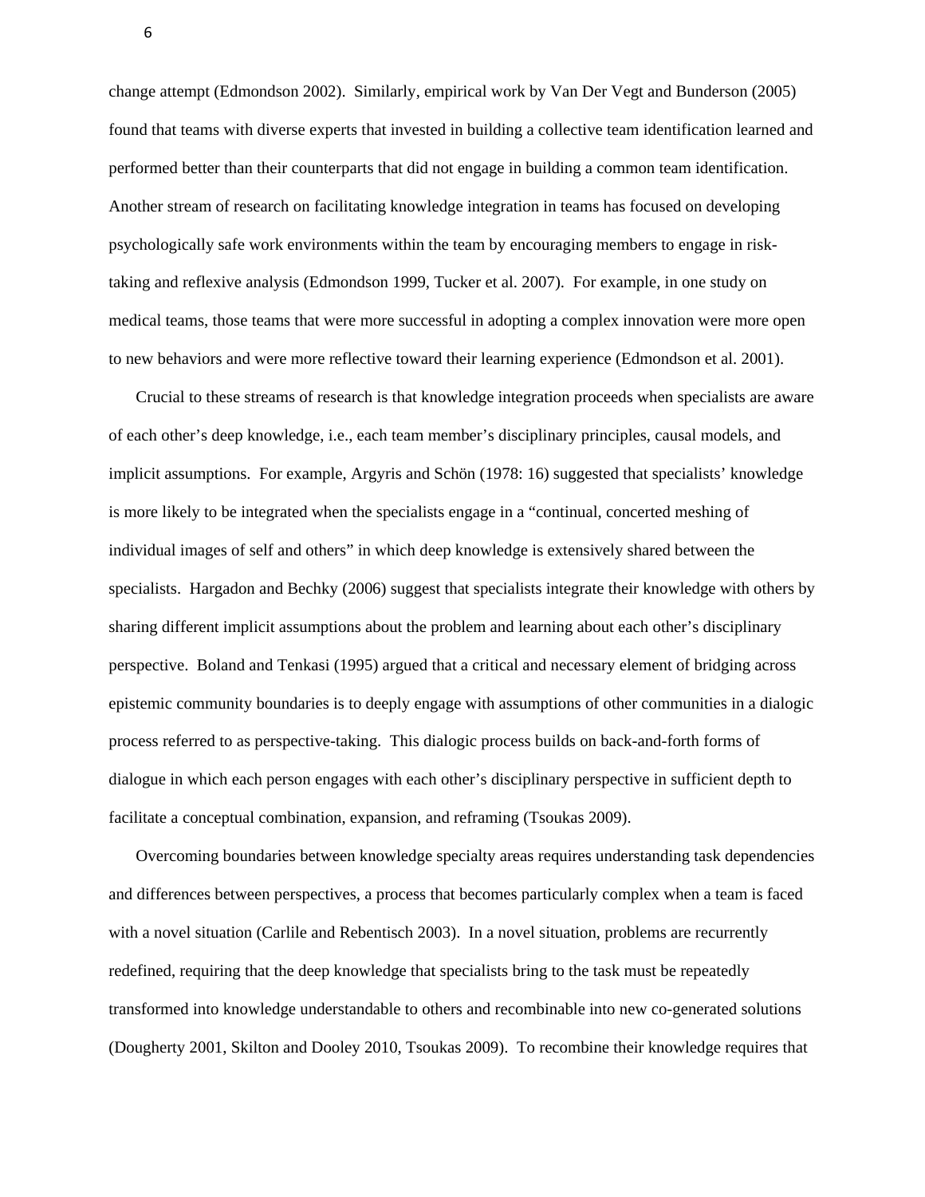change attempt (Edmondson 2002). Similarly, empirical work by Van Der Vegt and Bunderson (2005) found that teams with diverse experts that invested in building a collective team identification learned and performed better than their counterparts that did not engage in building a common team identification. Another stream of research on facilitating knowledge integration in teams has focused on developing psychologically safe work environments within the team by encouraging members to engage in risk-taking and reflexive analysis (Edmondson 1999, Tucker et al. 2007). For example, in one study on medical teams, those teams that were more successful in adopting a complex innovation were more open to new behaviors and were more reflective toward their learning experience (Edmondson et al. 2001).

Crucial to these streams of research is that knowledge integration proceeds when specialists are aware of each other's deep knowledge, i.e., each team member's disciplinary principles, causal models, and implicit assumptions. For example, Argyris and Schön (1978: 16) suggested that specialists' knowledge is more likely to be integrated when the specialists engage in a "continual, concerted meshing of individual images of self and others" in which deep knowledge is extensively shared between the specialists. Hargadon and Bechky (2006) suggest that specialists integrate their knowledge with others by sharing different implicit assumptions about the problem and learning about each other's disciplinary perspective. Boland and Tenkasi (1995) argued that a critical and necessary element of bridging across epistemic community boundaries is to deeply engage with assumptions of other communities in a dialogic process referred to as perspective-taking. This dialogic process builds on back-and-forth forms of dialogue in which each person engages with each other's disciplinary perspective in sufficient depth to facilitate a conceptual combination, expansion, and reframing (Tsoukas 2009).

Overcoming boundaries between knowledge specialty areas requires understanding task dependencies and differences between perspectives, a process that becomes particularly complex when a team is faced with a novel situation (Carlile and Rebentisch 2003). In a novel situation, problems are recurrently redefined, requiring that the deep knowledge that specialists bring to the task must be repeatedly transformed into knowledge understandable to others and recombinable into new co-generated solutions (Dougherty 2001, Skilton and Dooley 2010, Tsoukas 2009). To recombine their knowledge requires that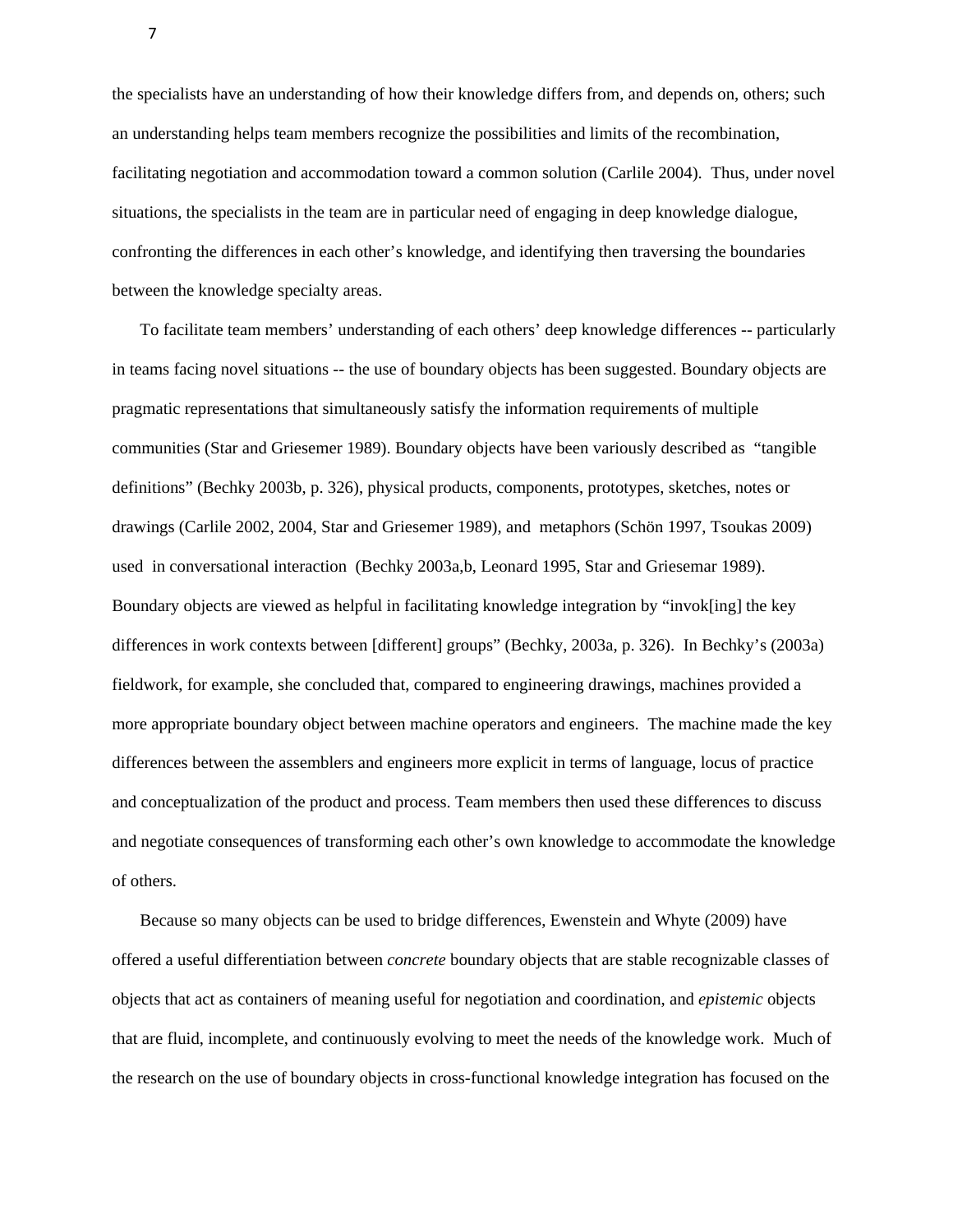the specialists have an understanding of how their knowledge differs from, and depends on, others; such an understanding helps team members recognize the possibilities and limits of the recombination, facilitating negotiation and accommodation toward a common solution (Carlile 2004). Thus, under novel situations, the specialists in the team are in particular need of engaging in deep knowledge dialogue, confronting the differences in each other's knowledge, and identifying then traversing the boundaries between the knowledge specialty areas.

To facilitate team members' understanding of each others' deep knowledge differences -- particularly in teams facing novel situations -- the use of boundary objects has been suggested. Boundary objects are pragmatic representations that simultaneously satisfy the information requirements of multiple communities (Star and Griesemer 1989). Boundary objects have been variously described as "tangible definitions" (Bechky 2003b, p. 326), physical products, components, prototypes, sketches, notes or drawings (Carlile 2002, 2004, Star and Griesemer 1989), and metaphors (Schön 1997, Tsoukas 2009) used in conversational interaction (Bechky 2003a,b, Leonard 1995, Star and Griesemar 1989). Boundary objects are viewed as helpful in facilitating knowledge integration by "invok[ing] the key differences in work contexts between [different] groups" (Bechky, 2003a, p. 326). In Bechky's (2003a) fieldwork, for example, she concluded that, compared to engineering drawings, machines provided a more appropriate boundary object between machine operators and engineers. The machine made the key differences between the assemblers and engineers more explicit in terms of language, locus of practice and conceptualization of the product and process. Team members then used these differences to discuss and negotiate consequences of transforming each other's own knowledge to accommodate the knowledge of others.

Because so many objects can be used to bridge differences, Ewenstein and Whyte (2009) have offered a useful differentiation between *concrete* boundary objects that are stable recognizable classes of objects that act as containers of meaning useful for negotiation and coordination, and *epistemic* objects that are fluid, incomplete, and continuously evolving to meet the needs of the knowledge work. Much of the research on the use of boundary objects in cross-functional knowledge integration has focused on the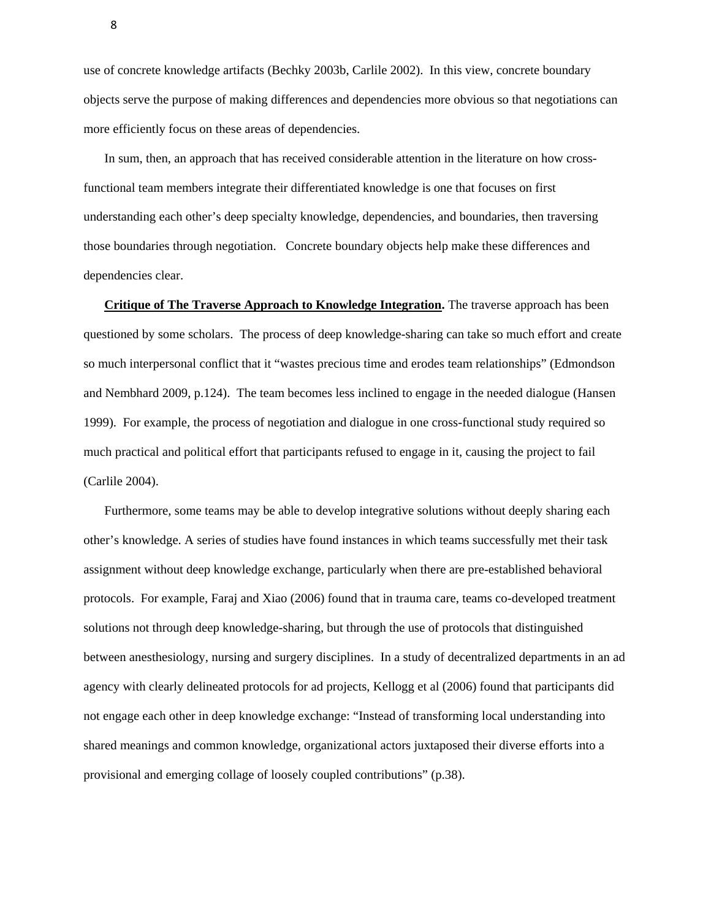use of concrete knowledge artifacts (Bechky 2003b, Carlile 2002). In this view, concrete boundary objects serve the purpose of making differences and dependencies more obvious so that negotiations can more efficiently focus on these areas of dependencies.

In sum, then, an approach that has received considerable attention in the literature on how cross-functional team members integrate their differentiated knowledge is one that focuses on first understanding each other's deep specialty knowledge, dependencies, and boundaries, then traversing those boundaries through negotiation. Concrete boundary objects help make these differences and dependencies clear.

**Critique of The Traverse Approach to Knowledge Integration.** The traverse approach has been questioned by some scholars. The process of deep knowledge-sharing can take so much effort and create so much interpersonal conflict that it "wastes precious time and erodes team relationships" (Edmondson and Nembhard 2009, p.124). The team becomes less inclined to engage in the needed dialogue (Hansen 1999). For example, the process of negotiation and dialogue in one cross-functional study required so much practical and political effort that participants refused to engage in it, causing the project to fail (Carlile 2004).

Furthermore, some teams may be able to develop integrative solutions without deeply sharing each other's knowledge. A series of studies have found instances in which teams successfully met their task assignment without deep knowledge exchange, particularly when there are pre-established behavioral protocols. For example, Faraj and Xiao (2006) found that in trauma care, teams co-developed treatment solutions not through deep knowledge-sharing, but through the use of protocols that distinguished between anesthesiology, nursing and surgery disciplines. In a study of decentralized departments in an ad agency with clearly delineated protocols for ad projects, Kellogg et al (2006) found that participants did not engage each other in deep knowledge exchange: "Instead of transforming local understanding into shared meanings and common knowledge, organizational actors juxtaposed their diverse efforts into a provisional and emerging collage of loosely coupled contributions" (p.38).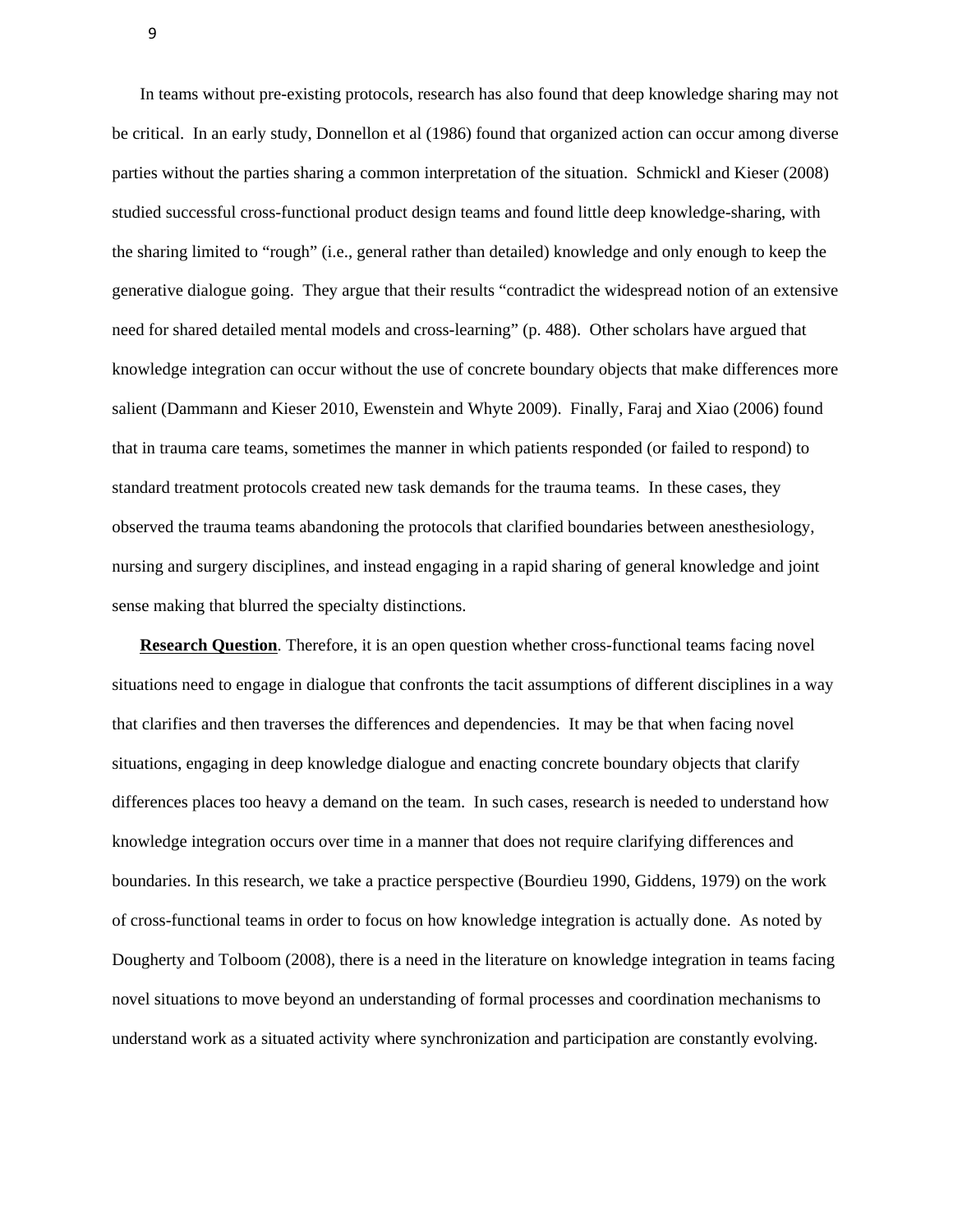In teams without pre-existing protocols, research has also found that deep knowledge sharing may not be critical. In an early study, Donnellon et al (1986) found that organized action can occur among diverse parties without the parties sharing a common interpretation of the situation. Schmickl and Kieser (2008) studied successful cross-functional product design teams and found little deep knowledge-sharing, with the sharing limited to "rough" (i.e., general rather than detailed) knowledge and only enough to keep the generative dialogue going. They argue that their results "contradict the widespread notion of an extensive need for shared detailed mental models and cross-learning" (p. 488). Other scholars have argued that knowledge integration can occur without the use of concrete boundary objects that make differences more salient (Dammann and Kieser 2010, Ewenstein and Whyte 2009). Finally, Faraj and Xiao (2006) found that in trauma care teams, sometimes the manner in which patients responded (or failed to respond) to standard treatment protocols created new task demands for the trauma teams. In these cases, they observed the trauma teams abandoning the protocols that clarified boundaries between anesthesiology, nursing and surgery disciplines, and instead engaging in a rapid sharing of general knowledge and joint sense making that blurred the specialty distinctions.

**Research Question**. Therefore, it is an open question whether cross-functional teams facing novel situations need to engage in dialogue that confronts the tacit assumptions of different disciplines in a way that clarifies and then traverses the differences and dependencies. It may be that when facing novel situations, engaging in deep knowledge dialogue and enacting concrete boundary objects that clarify differences places too heavy a demand on the team. In such cases, research is needed to understand how knowledge integration occurs over time in a manner that does not require clarifying differences and boundaries. In this research, we take a practice perspective (Bourdieu 1990, Giddens, 1979) on the work of cross-functional teams in order to focus on how knowledge integration is actually done. As noted by Dougherty and Tolboom (2008), there is a need in the literature on knowledge integration in teams facing novel situations to move beyond an understanding of formal processes and coordination mechanisms to understand work as a situated activity where synchronization and participation are constantly evolving.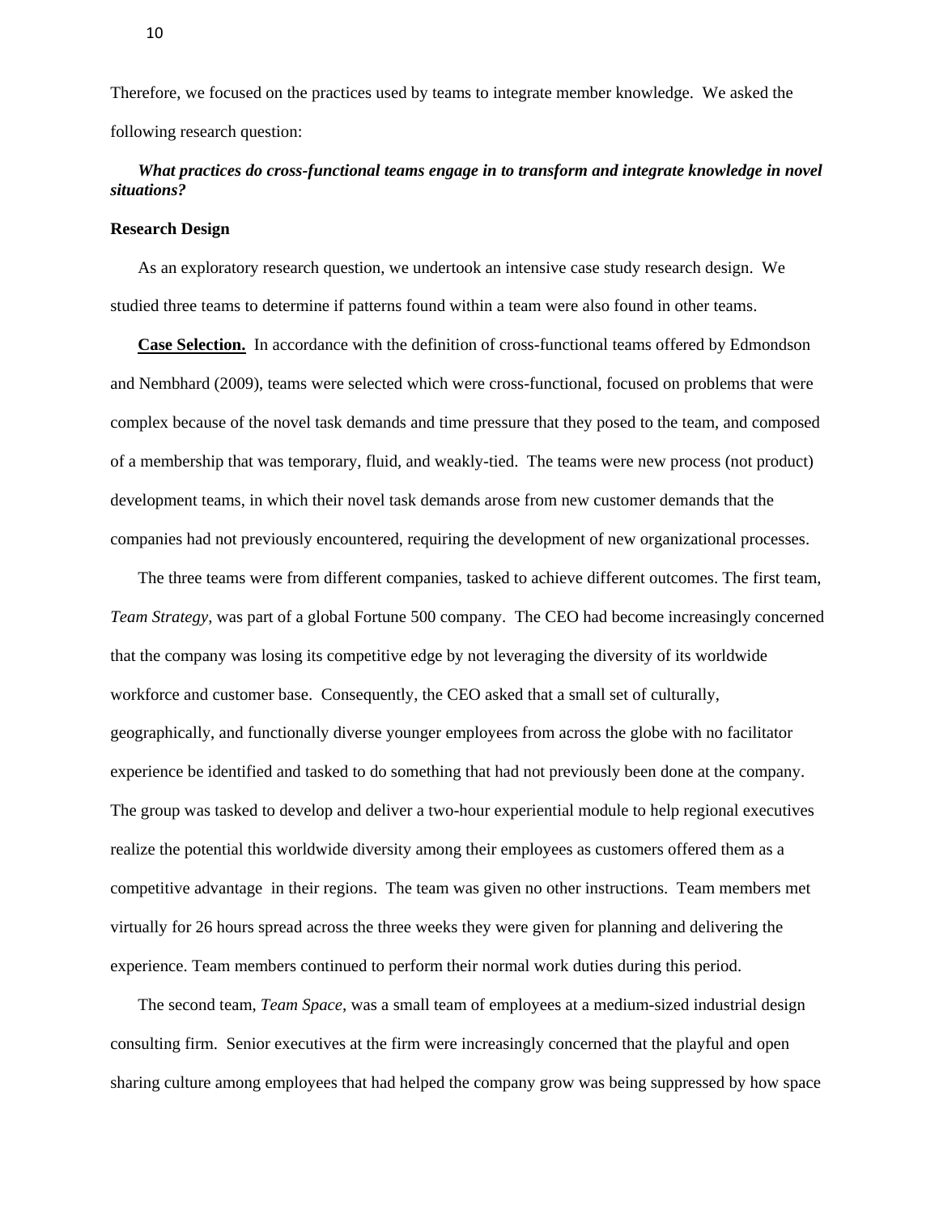Therefore, we focused on the practices used by teams to integrate member knowledge. We asked the following research question:

***What practices do cross-functional teams engage in to transform and integrate knowledge in novel situations?***

**Research Design**

As an exploratory research question, we undertook an intensive case study research design. We studied three teams to determine if patterns found within a team were also found in other teams.

**Case Selection.** In accordance with the definition of cross-functional teams offered by Edmondson and Nembhard (2009), teams were selected which were cross-functional, focused on problems that were complex because of the novel task demands and time pressure that they posed to the team, and composed of a membership that was temporary, fluid, and weakly-tied. The teams were new process (not product) development teams, in which their novel task demands arose from new customer demands that the companies had not previously encountered, requiring the development of new organizational processes.

The three teams were from different companies, tasked to achieve different outcomes. The first team, *Team Strategy*, was part of a global Fortune 500 company. The CEO had become increasingly concerned that the company was losing its competitive edge by not leveraging the diversity of its worldwide workforce and customer base. Consequently, the CEO asked that a small set of culturally, geographically, and functionally diverse younger employees from across the globe with no facilitator experience be identified and tasked to do something that had not previously been done at the company. The group was tasked to develop and deliver a two-hour experiential module to help regional executives realize the potential this worldwide diversity among their employees as customers offered them as a competitive advantage in their regions. The team was given no other instructions. Team members met virtually for 26 hours spread across the three weeks they were given for planning and delivering the experience. Team members continued to perform their normal work duties during this period.

The second team, *Team Space*, was a small team of employees at a medium-sized industrial design consulting firm. Senior executives at the firm were increasingly concerned that the playful and open sharing culture among employees that had helped the company grow was being suppressed by how space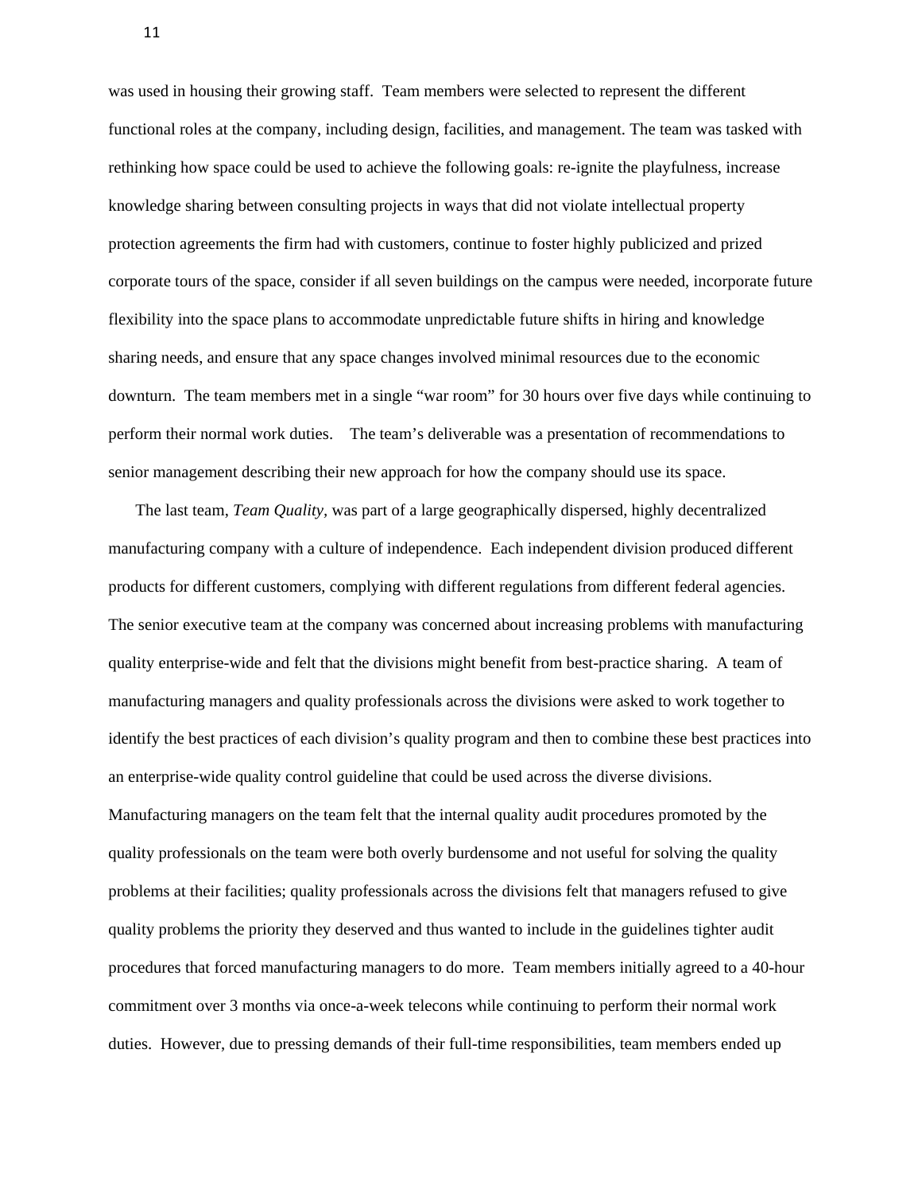was used in housing their growing staff. Team members were selected to represent the different functional roles at the company, including design, facilities, and management. The team was tasked with rethinking how space could be used to achieve the following goals: re-ignite the playfulness, increase knowledge sharing between consulting projects in ways that did not violate intellectual property protection agreements the firm had with customers, continue to foster highly publicized and prized corporate tours of the space, consider if all seven buildings on the campus were needed, incorporate future flexibility into the space plans to accommodate unpredictable future shifts in hiring and knowledge sharing needs, and ensure that any space changes involved minimal resources due to the economic downturn. The team members met in a single "war room" for 30 hours over five days while continuing to perform their normal work duties. The team's deliverable was a presentation of recommendations to senior management describing their new approach for how the company should use its space.

The last team, *Team Quality*, was part of a large geographically dispersed, highly decentralized manufacturing company with a culture of independence. Each independent division produced different products for different customers, complying with different regulations from different federal agencies. The senior executive team at the company was concerned about increasing problems with manufacturing quality enterprise-wide and felt that the divisions might benefit from best-practice sharing. A team of manufacturing managers and quality professionals across the divisions were asked to work together to identify the best practices of each division's quality program and then to combine these best practices into an enterprise-wide quality control guideline that could be used across the diverse divisions. Manufacturing managers on the team felt that the internal quality audit procedures promoted by the quality professionals on the team were both overly burdensome and not useful for solving the quality problems at their facilities; quality professionals across the divisions felt that managers refused to give quality problems the priority they deserved and thus wanted to include in the guidelines tighter audit procedures that forced manufacturing managers to do more. Team members initially agreed to a 40-hour commitment over 3 months via once-a-week telecons while continuing to perform their normal work duties. However, due to pressing demands of their full-time responsibilities, team members ended up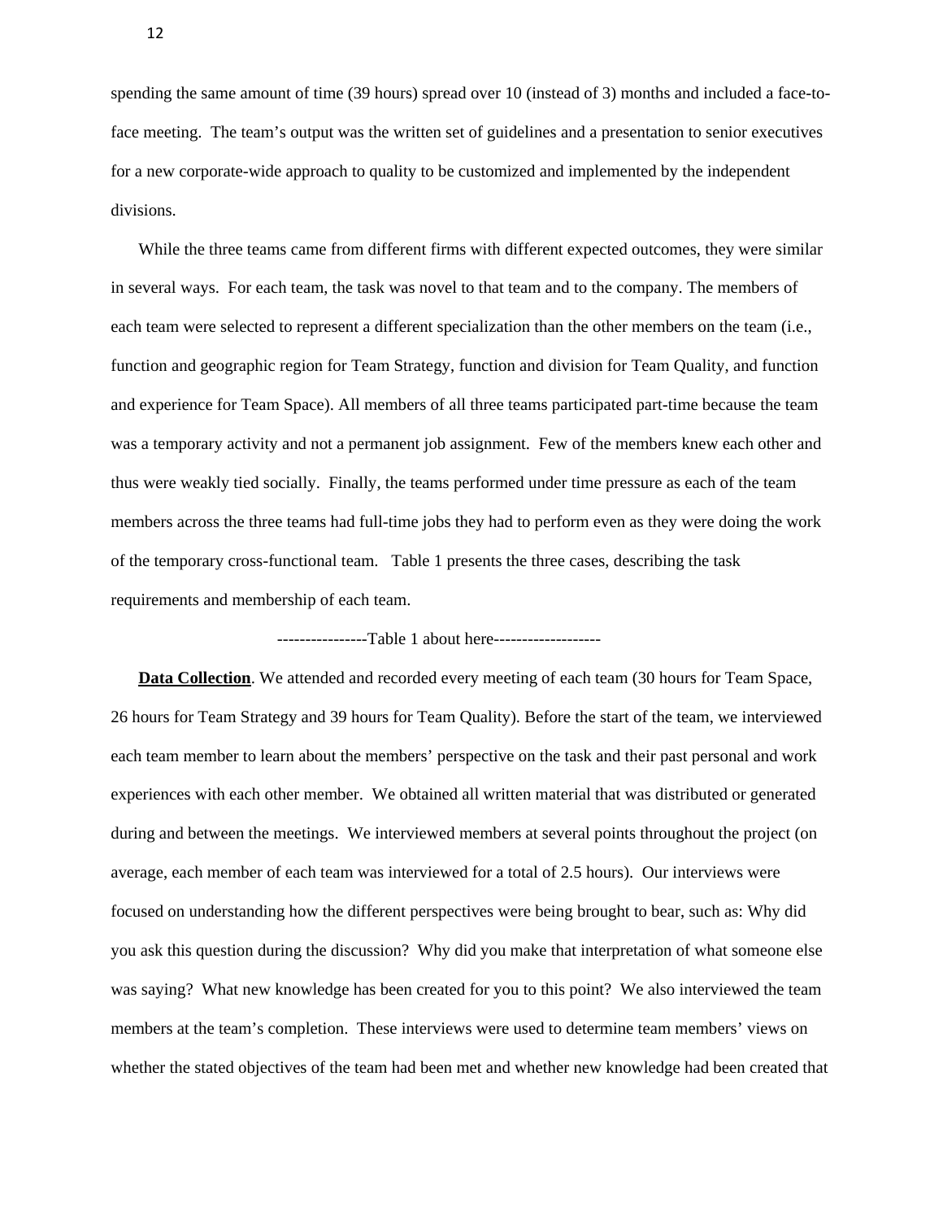spending the same amount of time (39 hours) spread over 10 (instead of 3) months and included a face-to-face meeting. The team's output was the written set of guidelines and a presentation to senior executives for a new corporate-wide approach to quality to be customized and implemented by the independent divisions.

While the three teams came from different firms with different expected outcomes, they were similar in several ways. For each team, the task was novel to that team and to the company. The members of each team were selected to represent a different specialization than the other members on the team (i.e., function and geographic region for Team Strategy, function and division for Team Quality, and function and experience for Team Space). All members of all three teams participated part-time because the team was a temporary activity and not a permanent job assignment. Few of the members knew each other and thus were weakly tied socially. Finally, the teams performed under time pressure as each of the team members across the three teams had full-time jobs they had to perform even as they were doing the work of the temporary cross-functional team. Table 1 presents the three cases, describing the task requirements and membership of each team.

----------------Table 1 about here-------------------

**Data Collection**. We attended and recorded every meeting of each team (30 hours for Team Space, 26 hours for Team Strategy and 39 hours for Team Quality). Before the start of the team, we interviewed each team member to learn about the members' perspective on the task and their past personal and work experiences with each other member. We obtained all written material that was distributed or generated during and between the meetings. We interviewed members at several points throughout the project (on average, each member of each team was interviewed for a total of 2.5 hours). Our interviews were focused on understanding how the different perspectives were being brought to bear, such as: Why did you ask this question during the discussion? Why did you make that interpretation of what someone else was saying? What new knowledge has been created for you to this point? We also interviewed the team members at the team's completion. These interviews were used to determine team members' views on whether the stated objectives of the team had been met and whether new knowledge had been created that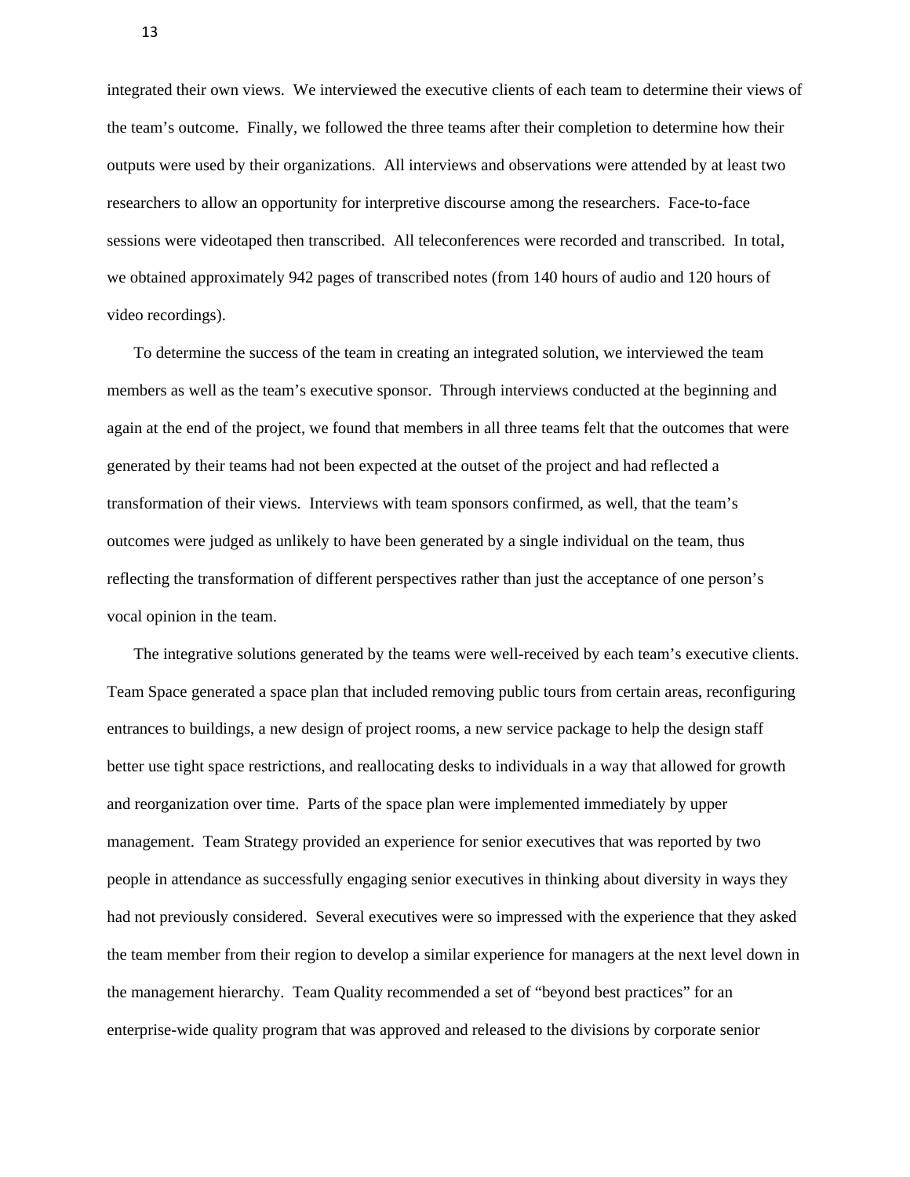integrated their own views. We interviewed the executive clients of each team to determine their views of the team's outcome. Finally, we followed the three teams after their completion to determine how their outputs were used by their organizations. All interviews and observations were attended by at least two researchers to allow an opportunity for interpretive discourse among the researchers. Face-to-face sessions were videotaped then transcribed. All teleconferences were recorded and transcribed. In total, we obtained approximately 942 pages of transcribed notes (from 140 hours of audio and 120 hours of video recordings).

To determine the success of the team in creating an integrated solution, we interviewed the team members as well as the team's executive sponsor. Through interviews conducted at the beginning and again at the end of the project, we found that members in all three teams felt that the outcomes that were generated by their teams had not been expected at the outset of the project and had reflected a transformation of their views. Interviews with team sponsors confirmed, as well, that the team's outcomes were judged as unlikely to have been generated by a single individual on the team, thus reflecting the transformation of different perspectives rather than just the acceptance of one person's vocal opinion in the team.

The integrative solutions generated by the teams were well-received by each team's executive clients. Team Space generated a space plan that included removing public tours from certain areas, reconfiguring entrances to buildings, a new design of project rooms, a new service package to help the design staff better use tight space restrictions, and reallocating desks to individuals in a way that allowed for growth and reorganization over time. Parts of the space plan were implemented immediately by upper management. Team Strategy provided an experience for senior executives that was reported by two people in attendance as successfully engaging senior executives in thinking about diversity in ways they had not previously considered. Several executives were so impressed with the experience that they asked the team member from their region to develop a similar experience for managers at the next level down in the management hierarchy. Team Quality recommended a set of "beyond best practices" for an enterprise-wide quality program that was approved and released to the divisions by corporate senior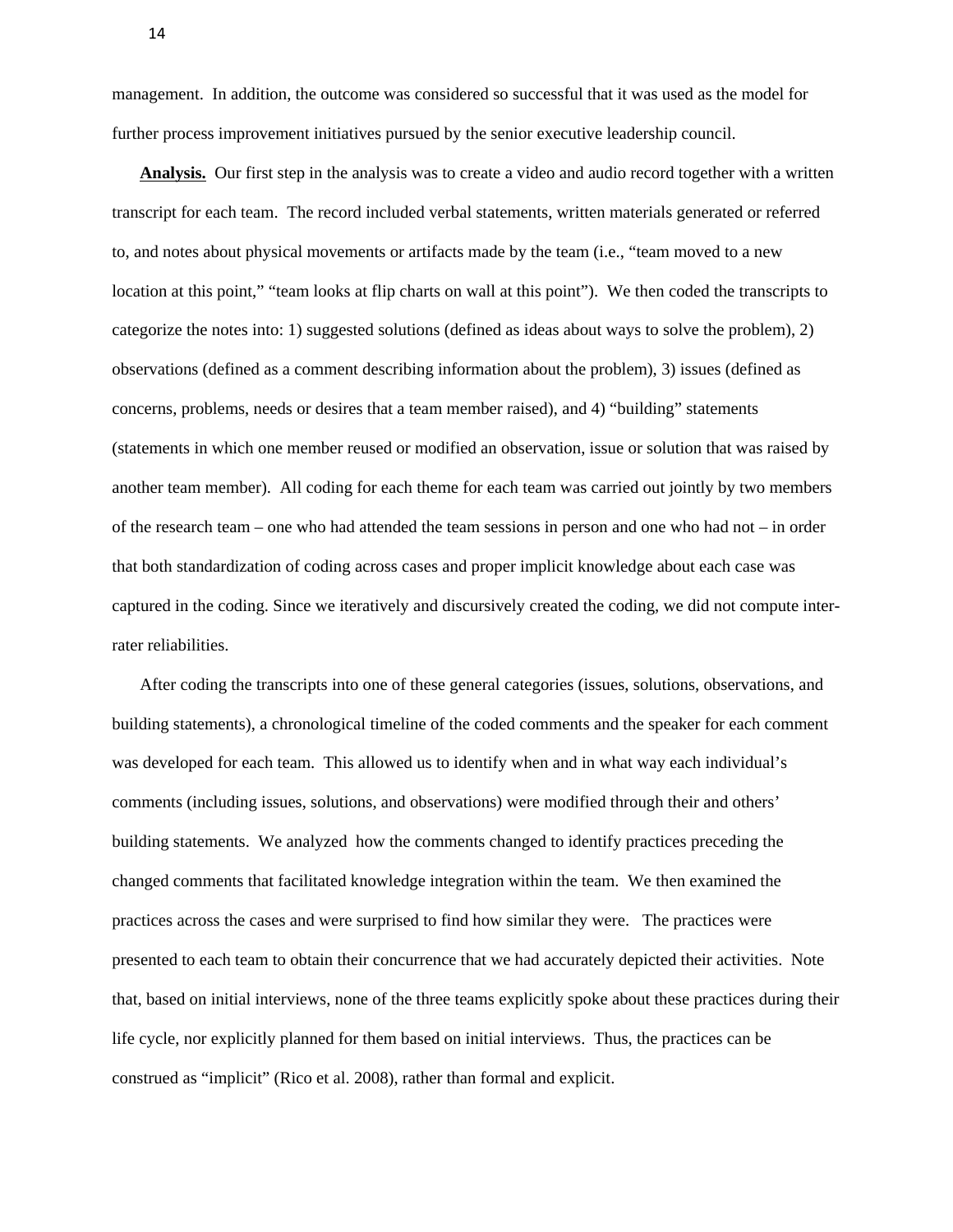management. In addition, the outcome was considered so successful that it was used as the model for further process improvement initiatives pursued by the senior executive leadership council.

**Analysis.** Our first step in the analysis was to create a video and audio record together with a written transcript for each team. The record included verbal statements, written materials generated or referred to, and notes about physical movements or artifacts made by the team (i.e., "team moved to a new location at this point," "team looks at flip charts on wall at this point"). We then coded the transcripts to categorize the notes into: 1) suggested solutions (defined as ideas about ways to solve the problem), 2) observations (defined as a comment describing information about the problem), 3) issues (defined as concerns, problems, needs or desires that a team member raised), and 4) "building" statements (statements in which one member reused or modified an observation, issue or solution that was raised by another team member). All coding for each theme for each team was carried out jointly by two members of the research team – one who had attended the team sessions in person and one who had not – in order that both standardization of coding across cases and proper implicit knowledge about each case was captured in the coding. Since we iteratively and discursively created the coding, we did not compute inter-rater reliabilities.

After coding the transcripts into one of these general categories (issues, solutions, observations, and building statements), a chronological timeline of the coded comments and the speaker for each comment was developed for each team. This allowed us to identify when and in what way each individual's comments (including issues, solutions, and observations) were modified through their and others' building statements. We analyzed how the comments changed to identify practices preceding the changed comments that facilitated knowledge integration within the team. We then examined the practices across the cases and were surprised to find how similar they were. The practices were presented to each team to obtain their concurrence that we had accurately depicted their activities. Note that, based on initial interviews, none of the three teams explicitly spoke about these practices during their life cycle, nor explicitly planned for them based on initial interviews. Thus, the practices can be construed as "implicit" (Rico et al. 2008), rather than formal and explicit.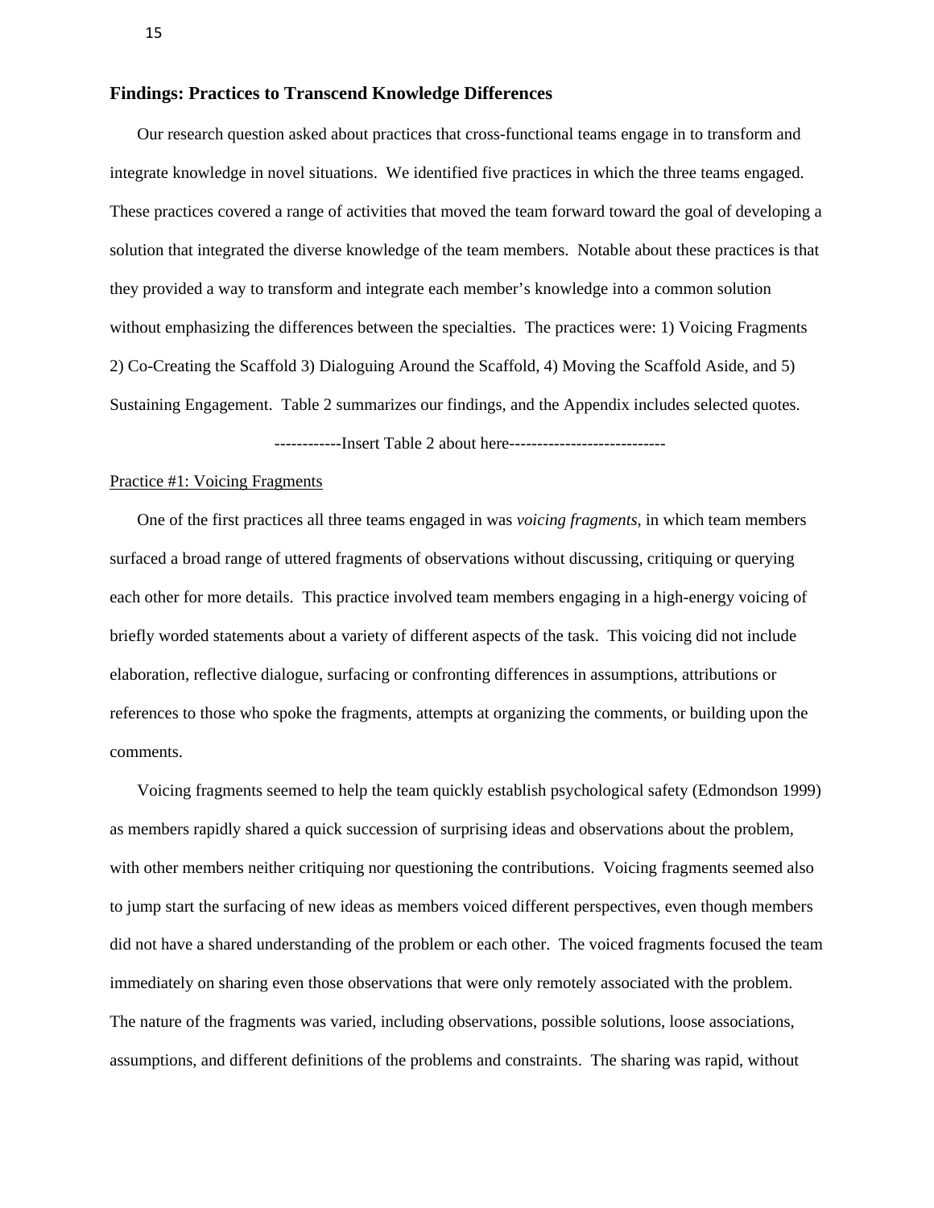## Findings: Practices to Transcend Knowledge Differences

Our research question asked about practices that cross-functional teams engage in to transform and integrate knowledge in novel situations. We identified five practices in which the three teams engaged. These practices covered a range of activities that moved the team forward toward the goal of developing a solution that integrated the diverse knowledge of the team members. Notable about these practices is that they provided a way to transform and integrate each member's knowledge into a common solution without emphasizing the differences between the specialties. The practices were: 1) Voicing Fragments 2) Co-Creating the Scaffold 3) Dialoguing Around the Scaffold, 4) Moving the Scaffold Aside, and 5) Sustaining Engagement. Table 2 summarizes our findings, and the Appendix includes selected quotes.

------------Insert Table 2 about here---------------------------

Practice #1: Voicing Fragments

One of the first practices all three teams engaged in was *voicing fragments*, in which team members surfaced a broad range of uttered fragments of observations without discussing, critiquing or querying each other for more details. This practice involved team members engaging in a high-energy voicing of briefly worded statements about a variety of different aspects of the task. This voicing did not include elaboration, reflective dialogue, surfacing or confronting differences in assumptions, attributions or references to those who spoke the fragments, attempts at organizing the comments, or building upon the comments.

Voicing fragments seemed to help the team quickly establish psychological safety (Edmondson 1999) as members rapidly shared a quick succession of surprising ideas and observations about the problem, with other members neither critiquing nor questioning the contributions. Voicing fragments seemed also to jump start the surfacing of new ideas as members voiced different perspectives, even though members did not have a shared understanding of the problem or each other. The voiced fragments focused the team immediately on sharing even those observations that were only remotely associated with the problem. The nature of the fragments was varied, including observations, possible solutions, loose associations, assumptions, and different definitions of the problems and constraints. The sharing was rapid, without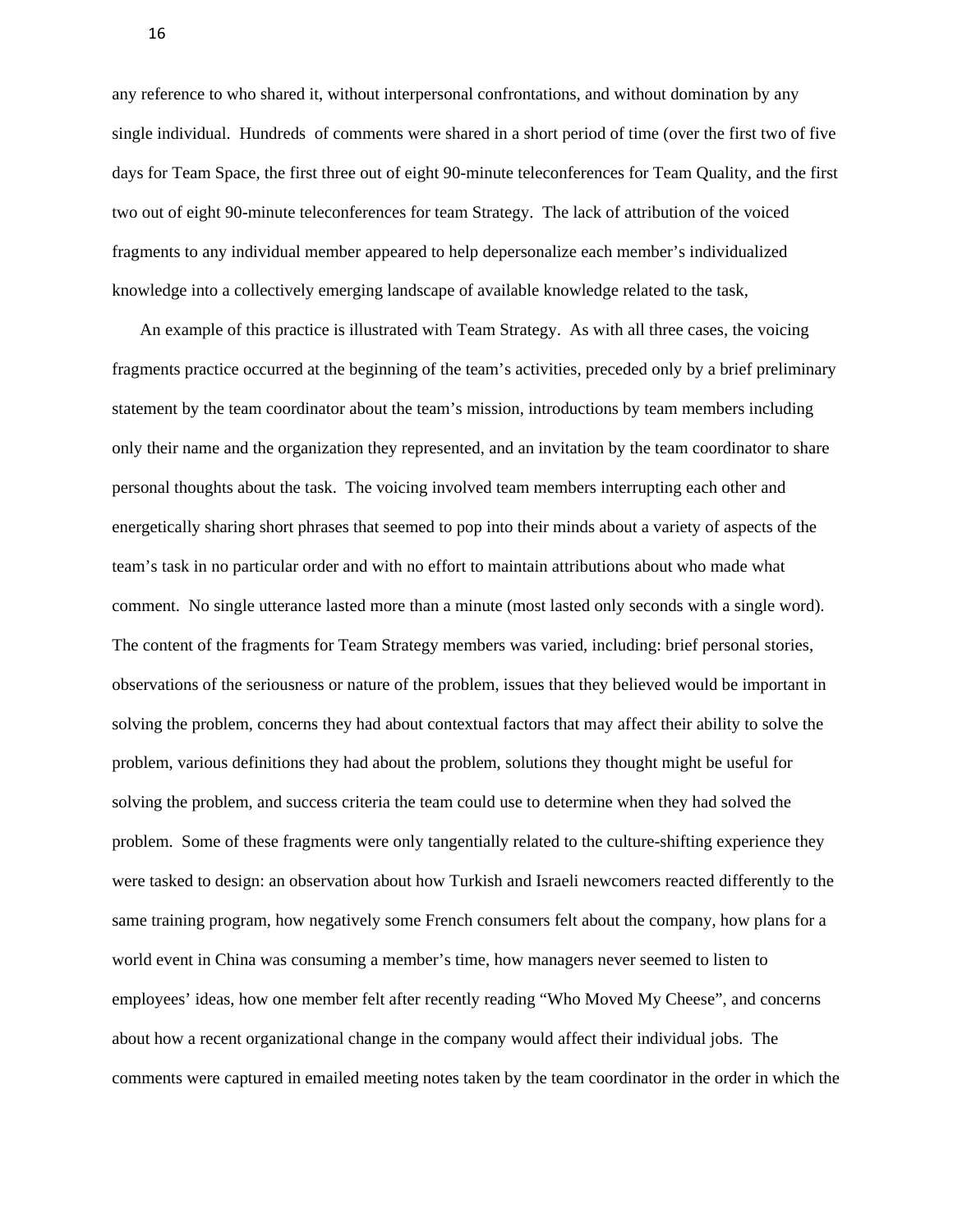any reference to who shared it, without interpersonal confrontations, and without domination by any single individual. Hundreds of comments were shared in a short period of time (over the first two of five days for Team Space, the first three out of eight 90-minute teleconferences for Team Quality, and the first two out of eight 90-minute teleconferences for team Strategy. The lack of attribution of the voiced fragments to any individual member appeared to help depersonalize each member's individualized knowledge into a collectively emerging landscape of available knowledge related to the task,

An example of this practice is illustrated with Team Strategy. As with all three cases, the voicing fragments practice occurred at the beginning of the team's activities, preceded only by a brief preliminary statement by the team coordinator about the team's mission, introductions by team members including only their name and the organization they represented, and an invitation by the team coordinator to share personal thoughts about the task. The voicing involved team members interrupting each other and energetically sharing short phrases that seemed to pop into their minds about a variety of aspects of the team's task in no particular order and with no effort to maintain attributions about who made what comment. No single utterance lasted more than a minute (most lasted only seconds with a single word). The content of the fragments for Team Strategy members was varied, including: brief personal stories, observations of the seriousness or nature of the problem, issues that they believed would be important in solving the problem, concerns they had about contextual factors that may affect their ability to solve the problem, various definitions they had about the problem, solutions they thought might be useful for solving the problem, and success criteria the team could use to determine when they had solved the problem. Some of these fragments were only tangentially related to the culture-shifting experience they were tasked to design: an observation about how Turkish and Israeli newcomers reacted differently to the same training program, how negatively some French consumers felt about the company, how plans for a world event in China was consuming a member's time, how managers never seemed to listen to employees' ideas, how one member felt after recently reading "Who Moved My Cheese", and concerns about how a recent organizational change in the company would affect their individual jobs. The comments were captured in emailed meeting notes taken by the team coordinator in the order in which the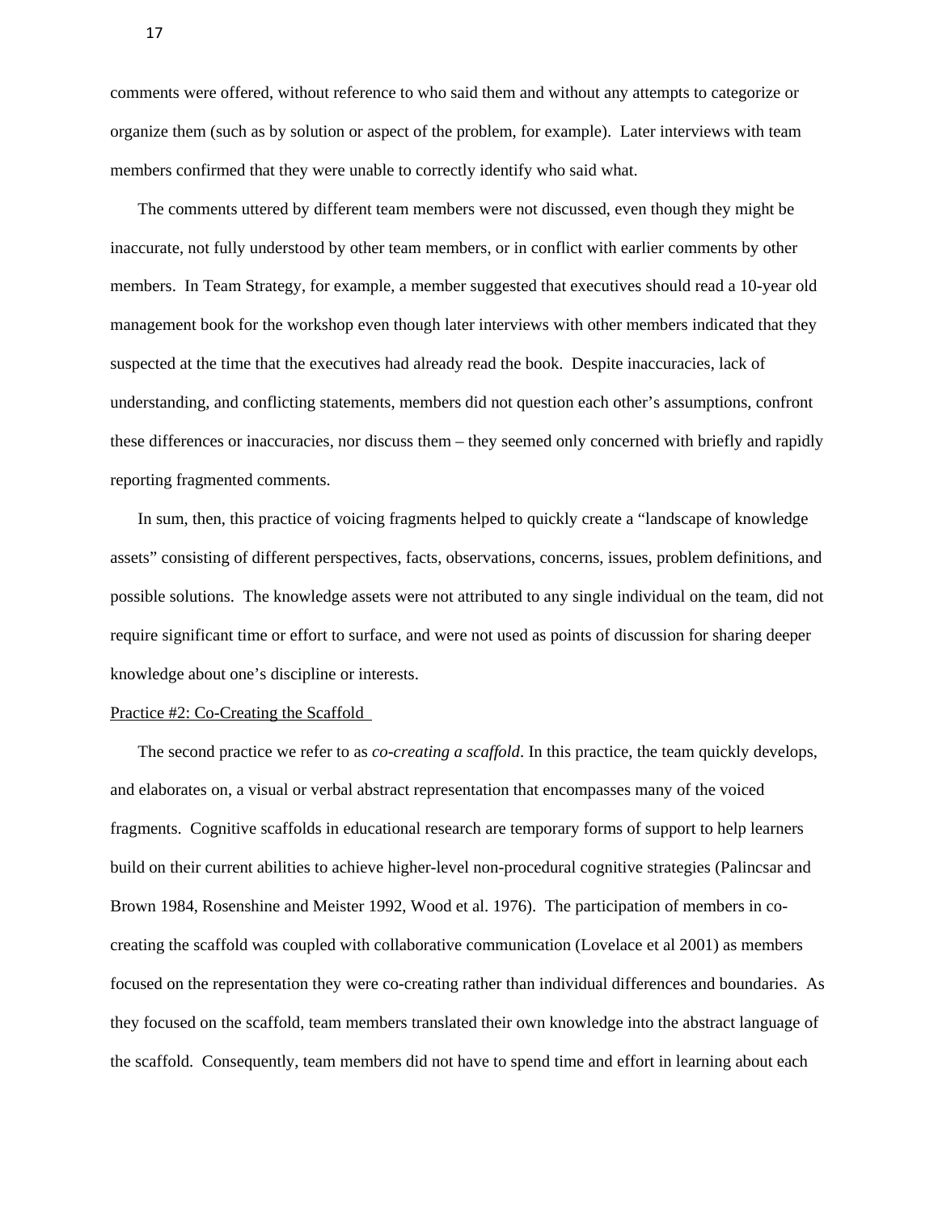comments were offered, without reference to who said them and without any attempts to categorize or organize them (such as by solution or aspect of the problem, for example). Later interviews with team members confirmed that they were unable to correctly identify who said what.

The comments uttered by different team members were not discussed, even though they might be inaccurate, not fully understood by other team members, or in conflict with earlier comments by other members. In Team Strategy, for example, a member suggested that executives should read a 10-year old management book for the workshop even though later interviews with other members indicated that they suspected at the time that the executives had already read the book. Despite inaccuracies, lack of understanding, and conflicting statements, members did not question each other's assumptions, confront these differences or inaccuracies, nor discuss them – they seemed only concerned with briefly and rapidly reporting fragmented comments.

In sum, then, this practice of voicing fragments helped to quickly create a "landscape of knowledge assets" consisting of different perspectives, facts, observations, concerns, issues, problem definitions, and possible solutions. The knowledge assets were not attributed to any single individual on the team, did not require significant time or effort to surface, and were not used as points of discussion for sharing deeper knowledge about one's discipline or interests.

Practice #2: Co-Creating the Scaffold

The second practice we refer to as *co-creating a scaffold*. In this practice, the team quickly develops, and elaborates on, a visual or verbal abstract representation that encompasses many of the voiced fragments. Cognitive scaffolds in educational research are temporary forms of support to help learners build on their current abilities to achieve higher-level non-procedural cognitive strategies (Palincsar and Brown 1984, Rosenshine and Meister 1992, Wood et al. 1976). The participation of members in co-creating the scaffold was coupled with collaborative communication (Lovelace et al 2001) as members focused on the representation they were co-creating rather than individual differences and boundaries. As they focused on the scaffold, team members translated their own knowledge into the abstract language of the scaffold. Consequently, team members did not have to spend time and effort in learning about each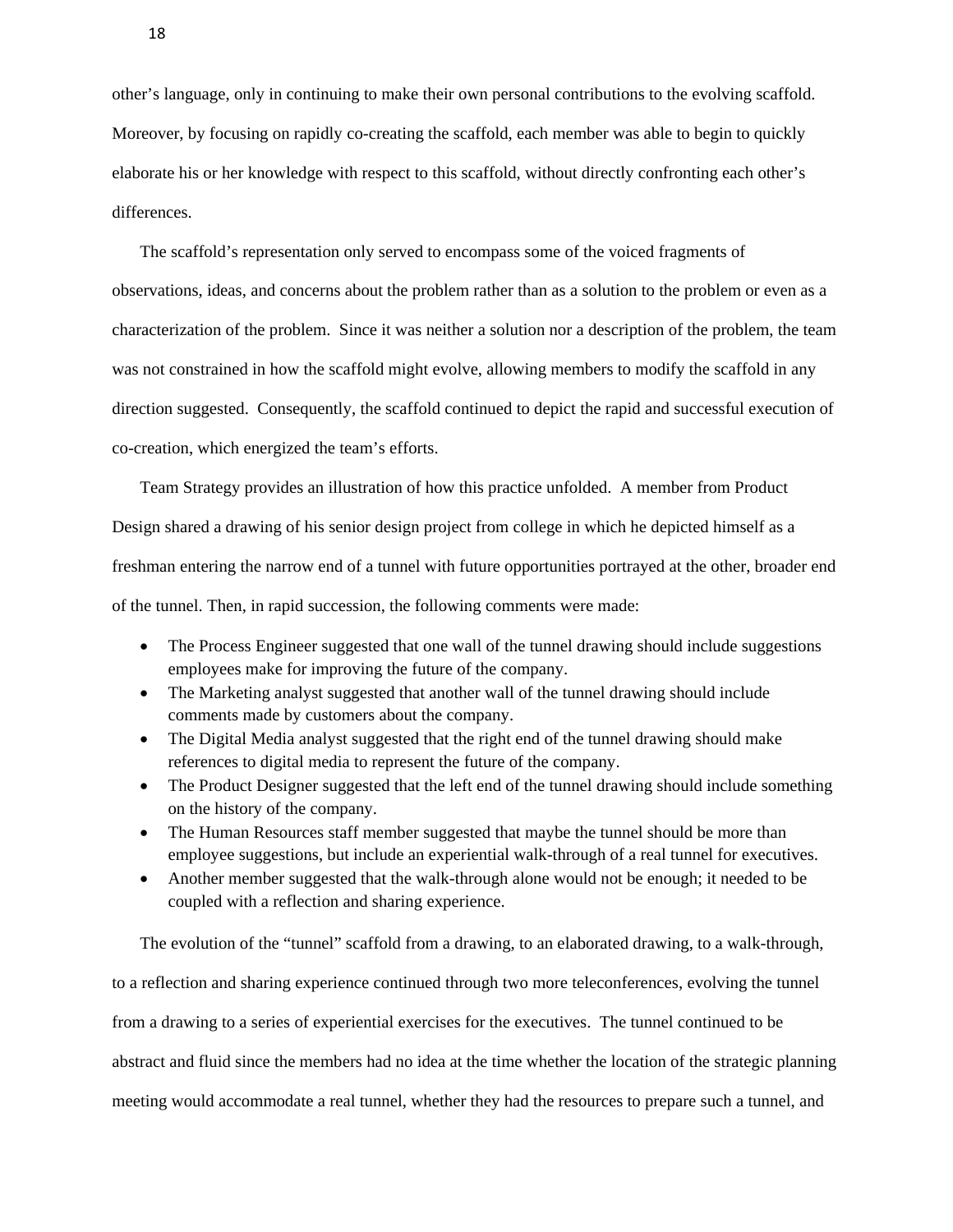other's language, only in continuing to make their own personal contributions to the evolving scaffold. Moreover, by focusing on rapidly co-creating the scaffold, each member was able to begin to quickly elaborate his or her knowledge with respect to this scaffold, without directly confronting each other's differences.

The scaffold's representation only served to encompass some of the voiced fragments of observations, ideas, and concerns about the problem rather than as a solution to the problem or even as a characterization of the problem. Since it was neither a solution nor a description of the problem, the team was not constrained in how the scaffold might evolve, allowing members to modify the scaffold in any direction suggested. Consequently, the scaffold continued to depict the rapid and successful execution of co-creation, which energized the team's efforts.

Team Strategy provides an illustration of how this practice unfolded. A member from Product Design shared a drawing of his senior design project from college in which he depicted himself as a freshman entering the narrow end of a tunnel with future opportunities portrayed at the other, broader end of the tunnel. Then, in rapid succession, the following comments were made:

- The Process Engineer suggested that one wall of the tunnel drawing should include suggestions employees make for improving the future of the company.
- The Marketing analyst suggested that another wall of the tunnel drawing should include comments made by customers about the company.
- The Digital Media analyst suggested that the right end of the tunnel drawing should make references to digital media to represent the future of the company.
- The Product Designer suggested that the left end of the tunnel drawing should include something on the history of the company.
- The Human Resources staff member suggested that maybe the tunnel should be more than employee suggestions, but include an experiential walk-through of a real tunnel for executives.
- Another member suggested that the walk-through alone would not be enough; it needed to be coupled with a reflection and sharing experience.

The evolution of the "tunnel" scaffold from a drawing, to an elaborated drawing, to a walk-through, to a reflection and sharing experience continued through two more teleconferences, evolving the tunnel from a drawing to a series of experiential exercises for the executives. The tunnel continued to be abstract and fluid since the members had no idea at the time whether the location of the strategic planning meeting would accommodate a real tunnel, whether they had the resources to prepare such a tunnel, and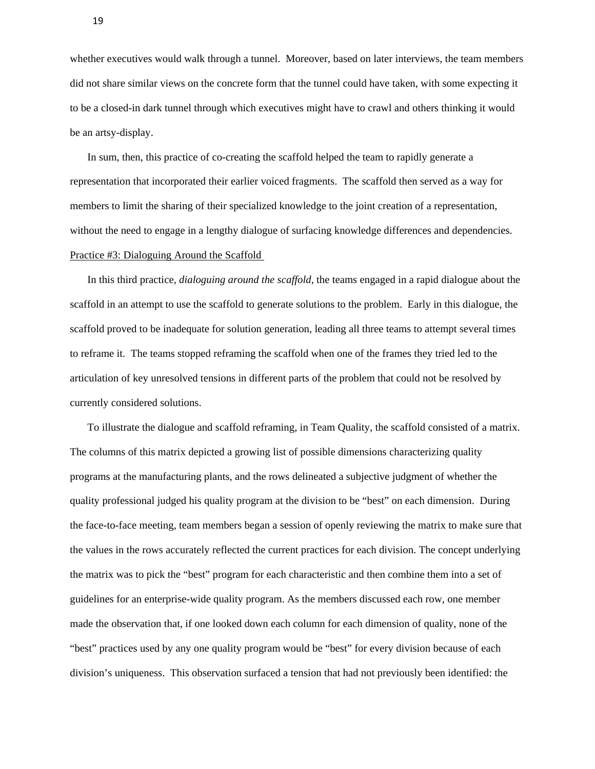whether executives would walk through a tunnel. Moreover, based on later interviews, the team members did not share similar views on the concrete form that the tunnel could have taken, with some expecting it to be a closed-in dark tunnel through which executives might have to crawl and others thinking it would be an artsy-display.

In sum, then, this practice of co-creating the scaffold helped the team to rapidly generate a representation that incorporated their earlier voiced fragments. The scaffold then served as a way for members to limit the sharing of their specialized knowledge to the joint creation of a representation, without the need to engage in a lengthy dialogue of surfacing knowledge differences and dependencies.

Practice #3: Dialoguing Around the Scaffold

In this third practice, *dialoguing around the scaffold*, the teams engaged in a rapid dialogue about the scaffold in an attempt to use the scaffold to generate solutions to the problem. Early in this dialogue, the scaffold proved to be inadequate for solution generation, leading all three teams to attempt several times to reframe it. The teams stopped reframing the scaffold when one of the frames they tried led to the articulation of key unresolved tensions in different parts of the problem that could not be resolved by currently considered solutions.

To illustrate the dialogue and scaffold reframing, in Team Quality, the scaffold consisted of a matrix. The columns of this matrix depicted a growing list of possible dimensions characterizing quality programs at the manufacturing plants, and the rows delineated a subjective judgment of whether the quality professional judged his quality program at the division to be "best" on each dimension. During the face-to-face meeting, team members began a session of openly reviewing the matrix to make sure that the values in the rows accurately reflected the current practices for each division. The concept underlying the matrix was to pick the "best" program for each characteristic and then combine them into a set of guidelines for an enterprise-wide quality program. As the members discussed each row, one member made the observation that, if one looked down each column for each dimension of quality, none of the "best" practices used by any one quality program would be "best" for every division because of each division's uniqueness. This observation surfaced a tension that had not previously been identified: the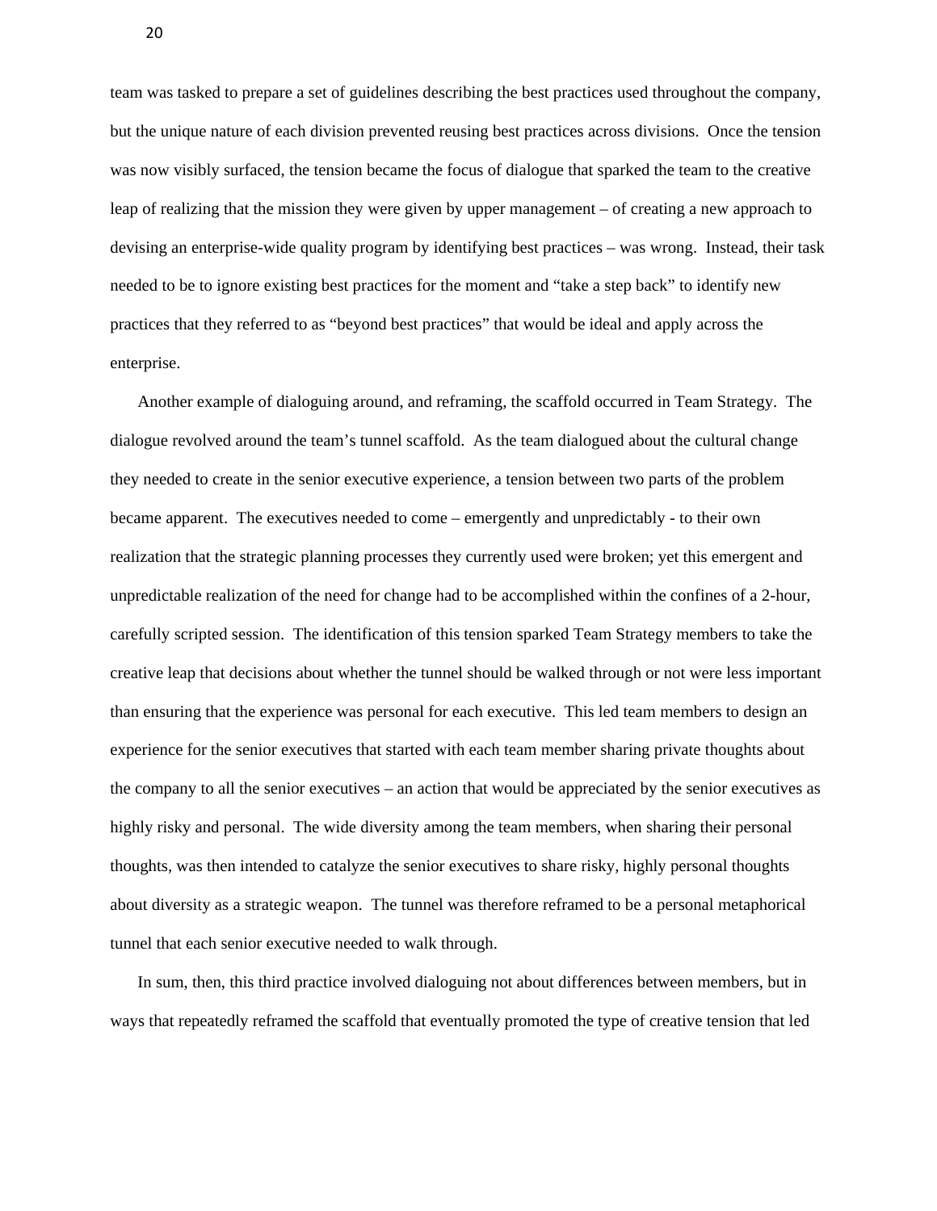team was tasked to prepare a set of guidelines describing the best practices used throughout the company, but the unique nature of each division prevented reusing best practices across divisions. Once the tension was now visibly surfaced, the tension became the focus of dialogue that sparked the team to the creative leap of realizing that the mission they were given by upper management – of creating a new approach to devising an enterprise-wide quality program by identifying best practices – was wrong. Instead, their task needed to be to ignore existing best practices for the moment and "take a step back" to identify new practices that they referred to as "beyond best practices" that would be ideal and apply across the enterprise.

Another example of dialoguing around, and reframing, the scaffold occurred in Team Strategy. The dialogue revolved around the team's tunnel scaffold. As the team dialogued about the cultural change they needed to create in the senior executive experience, a tension between two parts of the problem became apparent. The executives needed to come – emergently and unpredictably - to their own realization that the strategic planning processes they currently used were broken; yet this emergent and unpredictable realization of the need for change had to be accomplished within the confines of a 2-hour, carefully scripted session. The identification of this tension sparked Team Strategy members to take the creative leap that decisions about whether the tunnel should be walked through or not were less important than ensuring that the experience was personal for each executive. This led team members to design an experience for the senior executives that started with each team member sharing private thoughts about the company to all the senior executives – an action that would be appreciated by the senior executives as highly risky and personal. The wide diversity among the team members, when sharing their personal thoughts, was then intended to catalyze the senior executives to share risky, highly personal thoughts about diversity as a strategic weapon. The tunnel was therefore reframed to be a personal metaphorical tunnel that each senior executive needed to walk through.

In sum, then, this third practice involved dialoguing not about differences between members, but in ways that repeatedly reframed the scaffold that eventually promoted the type of creative tension that led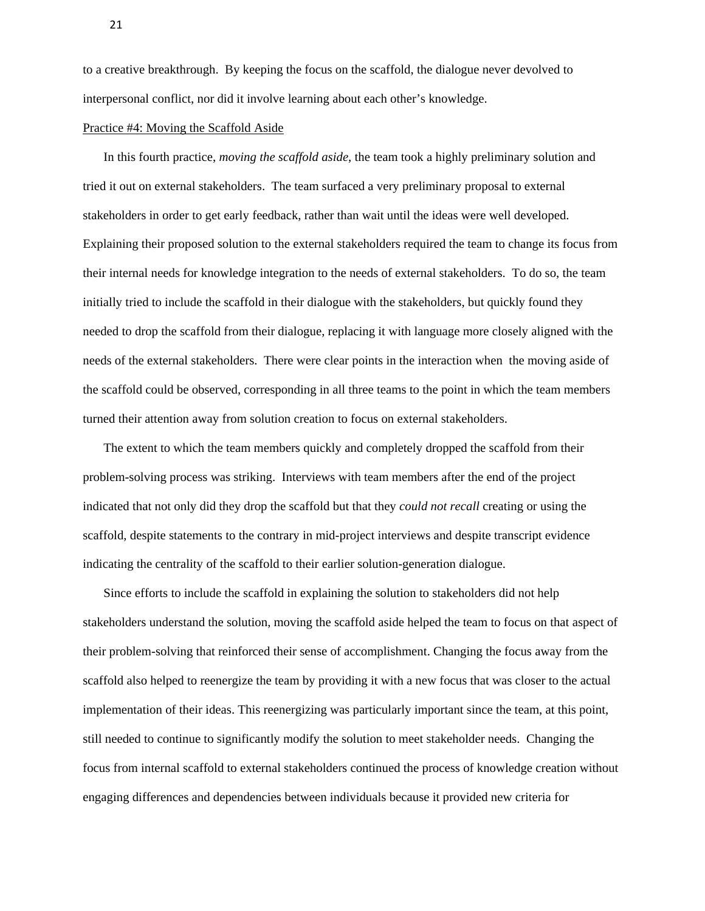to a creative breakthrough.  By keeping the focus on the scaffold, the dialogue never devolved to interpersonal conflict, nor did it involve learning about each other's knowledge.

<u>Practice #4: Moving the Scaffold Aside</u>

In this fourth practice, *moving the scaffold aside*, the team took a highly preliminary solution and tried it out on external stakeholders.  The team surfaced a very preliminary proposal to external stakeholders in order to get early feedback, rather than wait until the ideas were well developed. Explaining their proposed solution to the external stakeholders required the team to change its focus from their internal needs for knowledge integration to the needs of external stakeholders.  To do so, the team initially tried to include the scaffold in their dialogue with the stakeholders, but quickly found they needed to drop the scaffold from their dialogue, replacing it with language more closely aligned with the needs of the external stakeholders.  There were clear points in the interaction when  the moving aside of the scaffold could be observed, corresponding in all three teams to the point in which the team members turned their attention away from solution creation to focus on external stakeholders.

The extent to which the team members quickly and completely dropped the scaffold from their problem-solving process was striking.  Interviews with team members after the end of the project indicated that not only did they drop the scaffold but that they *could not recall* creating or using the scaffold, despite statements to the contrary in mid-project interviews and despite transcript evidence indicating the centrality of the scaffold to their earlier solution-generation dialogue.

Since efforts to include the scaffold in explaining the solution to stakeholders did not help stakeholders understand the solution, moving the scaffold aside helped the team to focus on that aspect of their problem-solving that reinforced their sense of accomplishment. Changing the focus away from the scaffold also helped to reenergize the team by providing it with a new focus that was closer to the actual implementation of their ideas. This reenergizing was particularly important since the team, at this point, still needed to continue to significantly modify the solution to meet stakeholder needs.  Changing the focus from internal scaffold to external stakeholders continued the process of knowledge creation without engaging differences and dependencies between individuals because it provided new criteria for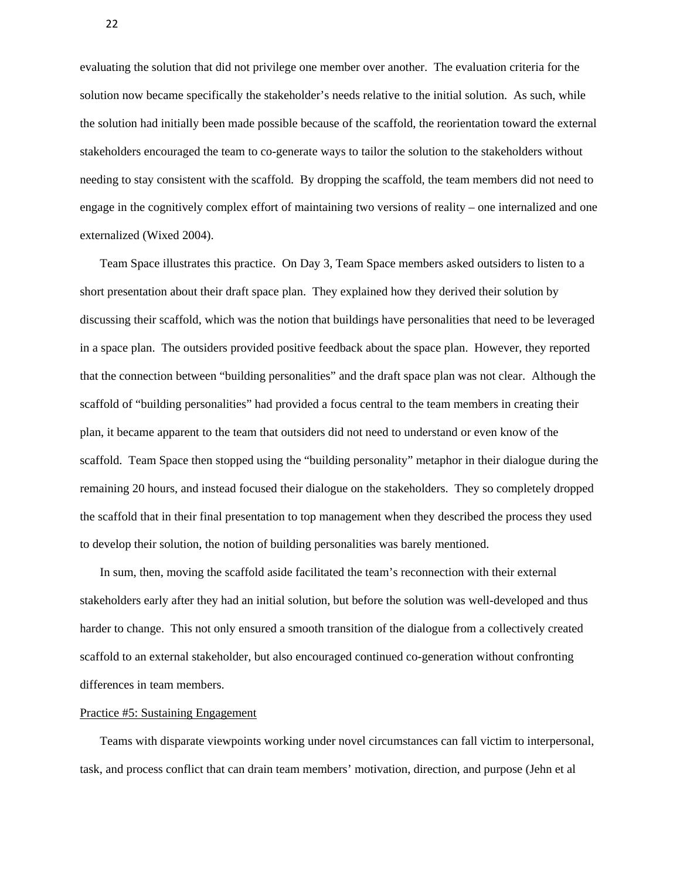evaluating the solution that did not privilege one member over another. The evaluation criteria for the solution now became specifically the stakeholder's needs relative to the initial solution. As such, while the solution had initially been made possible because of the scaffold, the reorientation toward the external stakeholders encouraged the team to co-generate ways to tailor the solution to the stakeholders without needing to stay consistent with the scaffold. By dropping the scaffold, the team members did not need to engage in the cognitively complex effort of maintaining two versions of reality – one internalized and one externalized (Wixed 2004).

Team Space illustrates this practice. On Day 3, Team Space members asked outsiders to listen to a short presentation about their draft space plan. They explained how they derived their solution by discussing their scaffold, which was the notion that buildings have personalities that need to be leveraged in a space plan. The outsiders provided positive feedback about the space plan. However, they reported that the connection between "building personalities" and the draft space plan was not clear. Although the scaffold of "building personalities" had provided a focus central to the team members in creating their plan, it became apparent to the team that outsiders did not need to understand or even know of the scaffold. Team Space then stopped using the "building personality" metaphor in their dialogue during the remaining 20 hours, and instead focused their dialogue on the stakeholders. They so completely dropped the scaffold that in their final presentation to top management when they described the process they used to develop their solution, the notion of building personalities was barely mentioned.

In sum, then, moving the scaffold aside facilitated the team's reconnection with their external stakeholders early after they had an initial solution, but before the solution was well-developed and thus harder to change. This not only ensured a smooth transition of the dialogue from a collectively created scaffold to an external stakeholder, but also encouraged continued co-generation without confronting differences in team members.

Practice #5: Sustaining Engagement

Teams with disparate viewpoints working under novel circumstances can fall victim to interpersonal, task, and process conflict that can drain team members' motivation, direction, and purpose (Jehn et al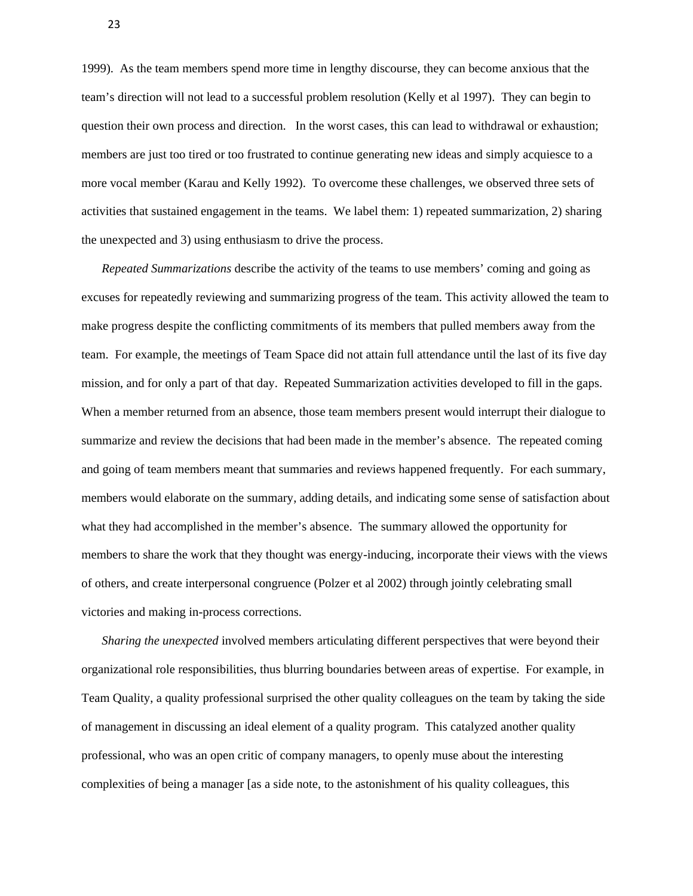1999). As the team members spend more time in lengthy discourse, they can become anxious that the team's direction will not lead to a successful problem resolution (Kelly et al 1997). They can begin to question their own process and direction. In the worst cases, this can lead to withdrawal or exhaustion; members are just too tired or too frustrated to continue generating new ideas and simply acquiesce to a more vocal member (Karau and Kelly 1992). To overcome these challenges, we observed three sets of activities that sustained engagement in the teams. We label them: 1) repeated summarization, 2) sharing the unexpected and 3) using enthusiasm to drive the process.

*Repeated Summarizations* describe the activity of the teams to use members' coming and going as excuses for repeatedly reviewing and summarizing progress of the team. This activity allowed the team to make progress despite the conflicting commitments of its members that pulled members away from the team. For example, the meetings of Team Space did not attain full attendance until the last of its five day mission, and for only a part of that day. Repeated Summarization activities developed to fill in the gaps. When a member returned from an absence, those team members present would interrupt their dialogue to summarize and review the decisions that had been made in the member's absence. The repeated coming and going of team members meant that summaries and reviews happened frequently. For each summary, members would elaborate on the summary, adding details, and indicating some sense of satisfaction about what they had accomplished in the member's absence. The summary allowed the opportunity for members to share the work that they thought was energy-inducing, incorporate their views with the views of others, and create interpersonal congruence (Polzer et al 2002) through jointly celebrating small victories and making in-process corrections.

*Sharing the unexpected* involved members articulating different perspectives that were beyond their organizational role responsibilities, thus blurring boundaries between areas of expertise. For example, in Team Quality, a quality professional surprised the other quality colleagues on the team by taking the side of management in discussing an ideal element of a quality program. This catalyzed another quality professional, who was an open critic of company managers, to openly muse about the interesting complexities of being a manager [as a side note, to the astonishment of his quality colleagues, this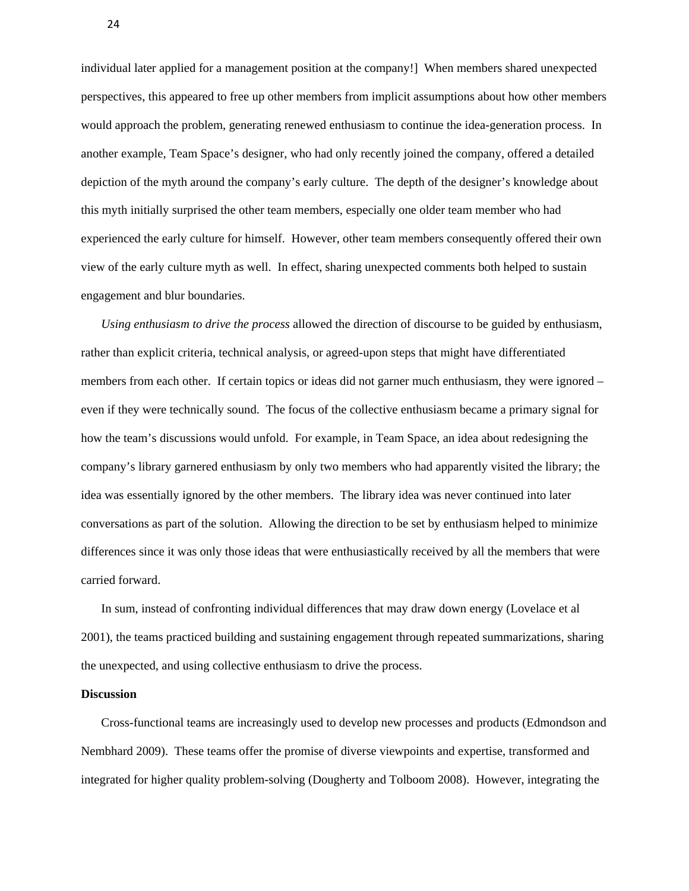individual later applied for a management position at the company!]  When members shared unexpected perspectives, this appeared to free up other members from implicit assumptions about how other members would approach the problem, generating renewed enthusiasm to continue the idea-generation process.  In another example, Team Space's designer, who had only recently joined the company, offered a detailed depiction of the myth around the company's early culture.  The depth of the designer's knowledge about this myth initially surprised the other team members, especially one older team member who had experienced the early culture for himself.  However, other team members consequently offered their own view of the early culture myth as well.  In effect, sharing unexpected comments both helped to sustain engagement and blur boundaries.

*Using enthusiasm to drive the process* allowed the direction of discourse to be guided by enthusiasm, rather than explicit criteria, technical analysis, or agreed-upon steps that might have differentiated members from each other.  If certain topics or ideas did not garner much enthusiasm, they were ignored – even if they were technically sound.  The focus of the collective enthusiasm became a primary signal for how the team's discussions would unfold.  For example, in Team Space, an idea about redesigning the company's library garnered enthusiasm by only two members who had apparently visited the library; the idea was essentially ignored by the other members.  The library idea was never continued into later conversations as part of the solution.  Allowing the direction to be set by enthusiasm helped to minimize differences since it was only those ideas that were enthusiastically received by all the members that were carried forward.

In sum, instead of confronting individual differences that may draw down energy (Lovelace et al 2001), the teams practiced building and sustaining engagement through repeated summarizations, sharing the unexpected, and using collective enthusiasm to drive the process.

**Discussion**

Cross-functional teams are increasingly used to develop new processes and products (Edmondson and Nembhard 2009).  These teams offer the promise of diverse viewpoints and expertise, transformed and integrated for higher quality problem-solving (Dougherty and Tolboom 2008).  However, integrating the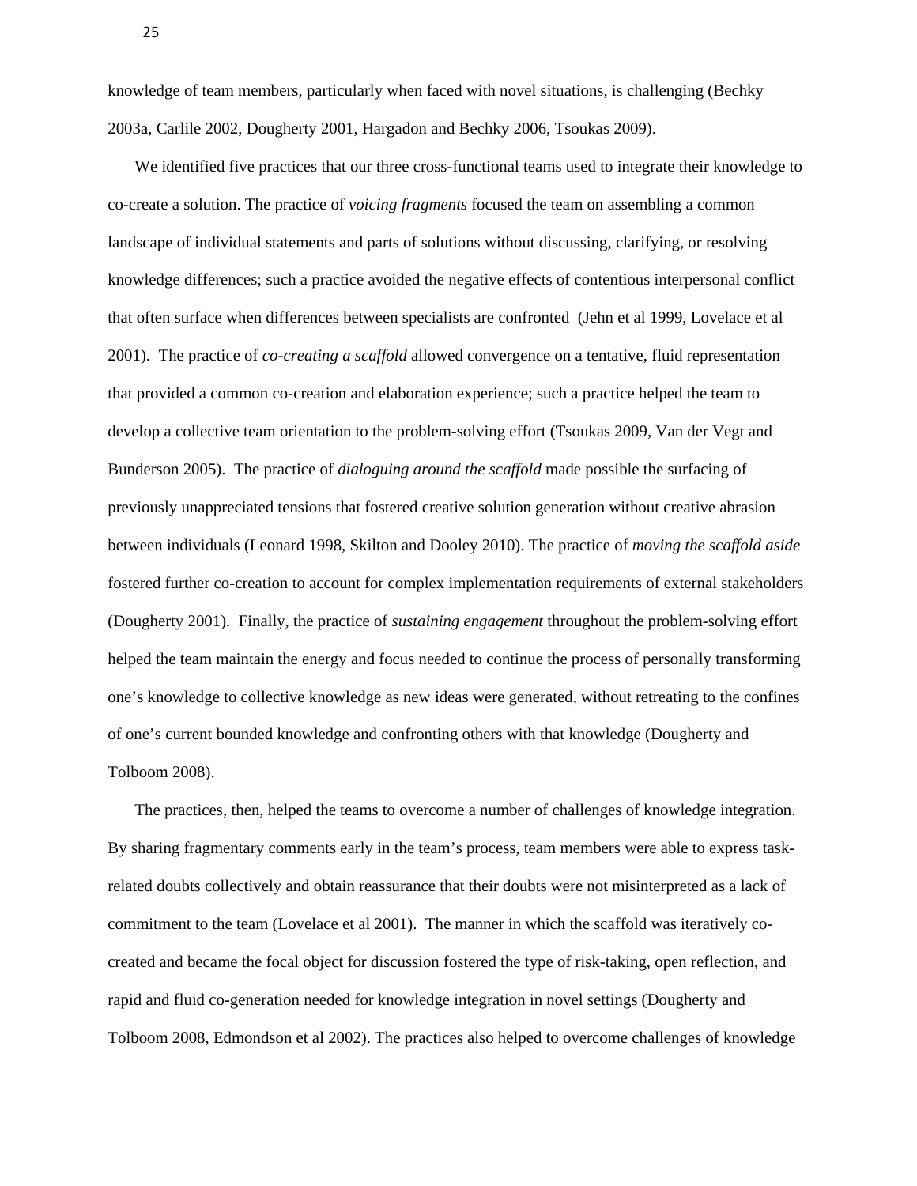knowledge of team members, particularly when faced with novel situations, is challenging (Bechky 2003a, Carlile 2002, Dougherty 2001, Hargadon and Bechky 2006, Tsoukas 2009).

We identified five practices that our three cross-functional teams used to integrate their knowledge to co-create a solution. The practice of *voicing fragments* focused the team on assembling a common landscape of individual statements and parts of solutions without discussing, clarifying, or resolving knowledge differences; such a practice avoided the negative effects of contentious interpersonal conflict that often surface when differences between specialists are confronted (Jehn et al 1999, Lovelace et al 2001). The practice of *co-creating a scaffold* allowed convergence on a tentative, fluid representation that provided a common co-creation and elaboration experience; such a practice helped the team to develop a collective team orientation to the problem-solving effort (Tsoukas 2009, Van der Vegt and Bunderson 2005). The practice of *dialoguing around the scaffold* made possible the surfacing of previously unappreciated tensions that fostered creative solution generation without creative abrasion between individuals (Leonard 1998, Skilton and Dooley 2010). The practice of *moving the scaffold aside* fostered further co-creation to account for complex implementation requirements of external stakeholders (Dougherty 2001). Finally, the practice of *sustaining engagement* throughout the problem-solving effort helped the team maintain the energy and focus needed to continue the process of personally transforming one's knowledge to collective knowledge as new ideas were generated, without retreating to the confines of one's current bounded knowledge and confronting others with that knowledge (Dougherty and Tolboom 2008).

The practices, then, helped the teams to overcome a number of challenges of knowledge integration. By sharing fragmentary comments early in the team's process, team members were able to express task-related doubts collectively and obtain reassurance that their doubts were not misinterpreted as a lack of commitment to the team (Lovelace et al 2001). The manner in which the scaffold was iteratively co-created and became the focal object for discussion fostered the type of risk-taking, open reflection, and rapid and fluid co-generation needed for knowledge integration in novel settings (Dougherty and Tolboom 2008, Edmondson et al 2002). The practices also helped to overcome challenges of knowledge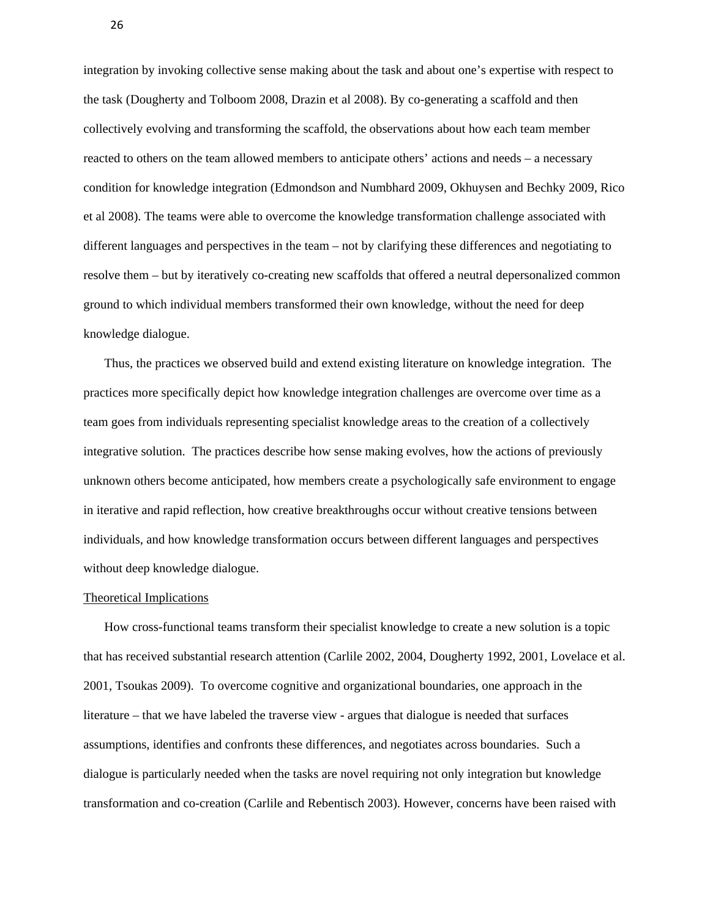integration by invoking collective sense making about the task and about one's expertise with respect to the task (Dougherty and Tolboom 2008, Drazin et al 2008). By co-generating a scaffold and then collectively evolving and transforming the scaffold, the observations about how each team member reacted to others on the team allowed members to anticipate others' actions and needs – a necessary condition for knowledge integration (Edmondson and Numbhard 2009, Okhuysen and Bechky 2009, Rico et al 2008). The teams were able to overcome the knowledge transformation challenge associated with different languages and perspectives in the team – not by clarifying these differences and negotiating to resolve them – but by iteratively co-creating new scaffolds that offered a neutral depersonalized common ground to which individual members transformed their own knowledge, without the need for deep knowledge dialogue.

Thus, the practices we observed build and extend existing literature on knowledge integration. The practices more specifically depict how knowledge integration challenges are overcome over time as a team goes from individuals representing specialist knowledge areas to the creation of a collectively integrative solution. The practices describe how sense making evolves, how the actions of previously unknown others become anticipated, how members create a psychologically safe environment to engage in iterative and rapid reflection, how creative breakthroughs occur without creative tensions between individuals, and how knowledge transformation occurs between different languages and perspectives without deep knowledge dialogue.

## Theoretical Implications

How cross-functional teams transform their specialist knowledge to create a new solution is a topic that has received substantial research attention (Carlile 2002, 2004, Dougherty 1992, 2001, Lovelace et al. 2001, Tsoukas 2009). To overcome cognitive and organizational boundaries, one approach in the literature – that we have labeled the traverse view - argues that dialogue is needed that surfaces assumptions, identifies and confronts these differences, and negotiates across boundaries. Such a dialogue is particularly needed when the tasks are novel requiring not only integration but knowledge transformation and co-creation (Carlile and Rebentisch 2003). However, concerns have been raised with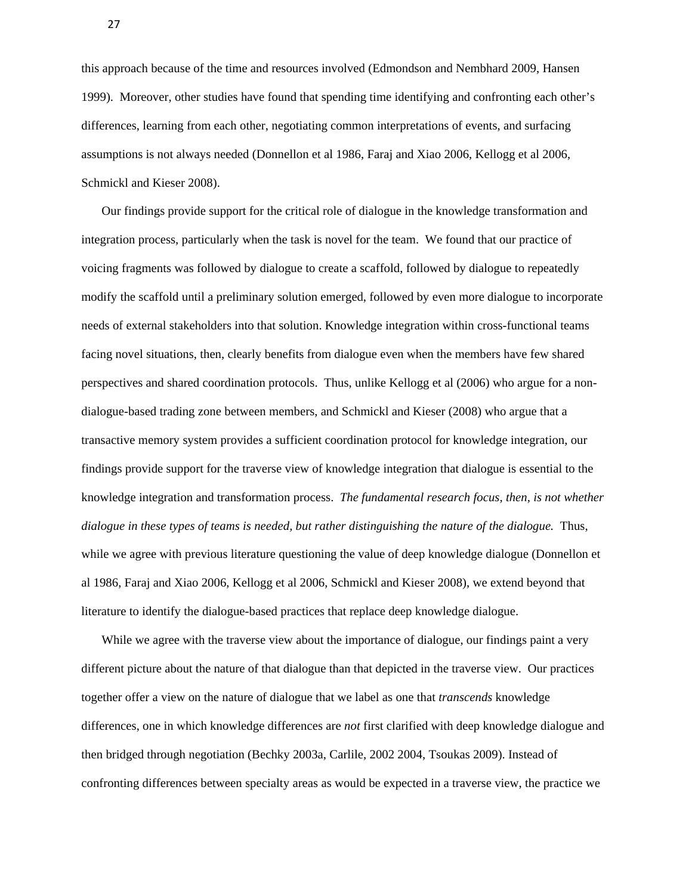this approach because of the time and resources involved (Edmondson and Nembhard 2009, Hansen 1999). Moreover, other studies have found that spending time identifying and confronting each other's differences, learning from each other, negotiating common interpretations of events, and surfacing assumptions is not always needed (Donnellon et al 1986, Faraj and Xiao 2006, Kellogg et al 2006, Schmickl and Kieser 2008).

Our findings provide support for the critical role of dialogue in the knowledge transformation and integration process, particularly when the task is novel for the team. We found that our practice of voicing fragments was followed by dialogue to create a scaffold, followed by dialogue to repeatedly modify the scaffold until a preliminary solution emerged, followed by even more dialogue to incorporate needs of external stakeholders into that solution. Knowledge integration within cross-functional teams facing novel situations, then, clearly benefits from dialogue even when the members have few shared perspectives and shared coordination protocols. Thus, unlike Kellogg et al (2006) who argue for a non-dialogue-based trading zone between members, and Schmickl and Kieser (2008) who argue that a transactive memory system provides a sufficient coordination protocol for knowledge integration, our findings provide support for the traverse view of knowledge integration that dialogue is essential to the knowledge integration and transformation process. *The fundamental research focus, then, is not whether dialogue in these types of teams is needed, but rather distinguishing the nature of the dialogue.* Thus, while we agree with previous literature questioning the value of deep knowledge dialogue (Donnellon et al 1986, Faraj and Xiao 2006, Kellogg et al 2006, Schmickl and Kieser 2008), we extend beyond that literature to identify the dialogue-based practices that replace deep knowledge dialogue.

While we agree with the traverse view about the importance of dialogue, our findings paint a very different picture about the nature of that dialogue than that depicted in the traverse view. Our practices together offer a view on the nature of dialogue that we label as one that *transcends* knowledge differences, one in which knowledge differences are *not* first clarified with deep knowledge dialogue and then bridged through negotiation (Bechky 2003a, Carlile, 2002 2004, Tsoukas 2009). Instead of confronting differences between specialty areas as would be expected in a traverse view, the practice we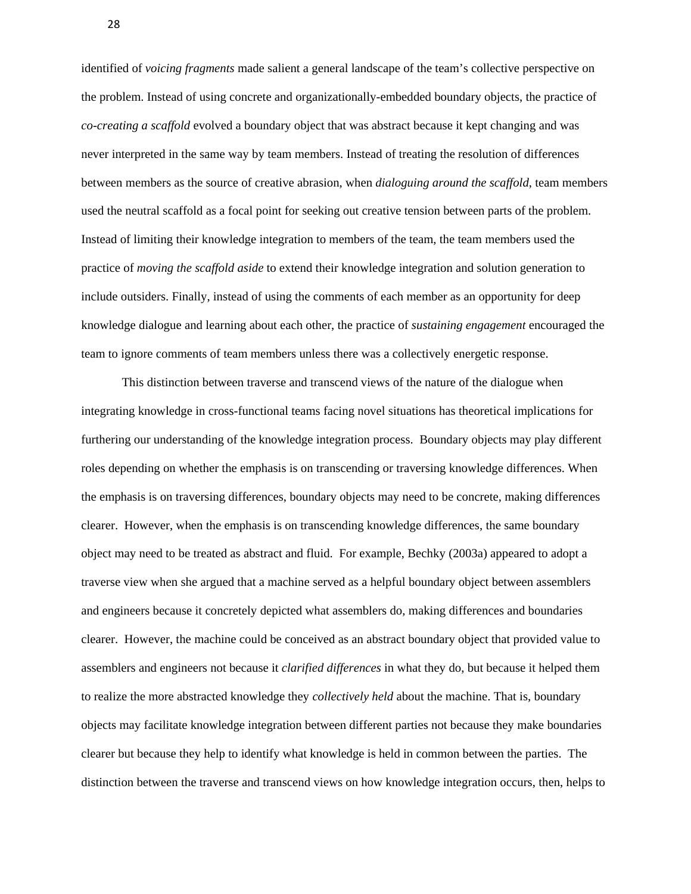identified of *voicing fragments* made salient a general landscape of the team's collective perspective on the problem. Instead of using concrete and organizationally-embedded boundary objects, the practice of *co-creating a scaffold* evolved a boundary object that was abstract because it kept changing and was never interpreted in the same way by team members. Instead of treating the resolution of differences between members as the source of creative abrasion, when *dialoguing around the scaffold*, team members used the neutral scaffold as a focal point for seeking out creative tension between parts of the problem. Instead of limiting their knowledge integration to members of the team, the team members used the practice of *moving the scaffold aside* to extend their knowledge integration and solution generation to include outsiders. Finally, instead of using the comments of each member as an opportunity for deep knowledge dialogue and learning about each other, the practice of *sustaining engagement* encouraged the team to ignore comments of team members unless there was a collectively energetic response.

This distinction between traverse and transcend views of the nature of the dialogue when integrating knowledge in cross-functional teams facing novel situations has theoretical implications for furthering our understanding of the knowledge integration process. Boundary objects may play different roles depending on whether the emphasis is on transcending or traversing knowledge differences. When the emphasis is on traversing differences, boundary objects may need to be concrete, making differences clearer. However, when the emphasis is on transcending knowledge differences, the same boundary object may need to be treated as abstract and fluid. For example, Bechky (2003a) appeared to adopt a traverse view when she argued that a machine served as a helpful boundary object between assemblers and engineers because it concretely depicted what assemblers do, making differences and boundaries clearer. However, the machine could be conceived as an abstract boundary object that provided value to assemblers and engineers not because it *clarified differences* in what they do, but because it helped them to realize the more abstracted knowledge they *collectively held* about the machine. That is, boundary objects may facilitate knowledge integration between different parties not because they make boundaries clearer but because they help to identify what knowledge is held in common between the parties. The distinction between the traverse and transcend views on how knowledge integration occurs, then, helps to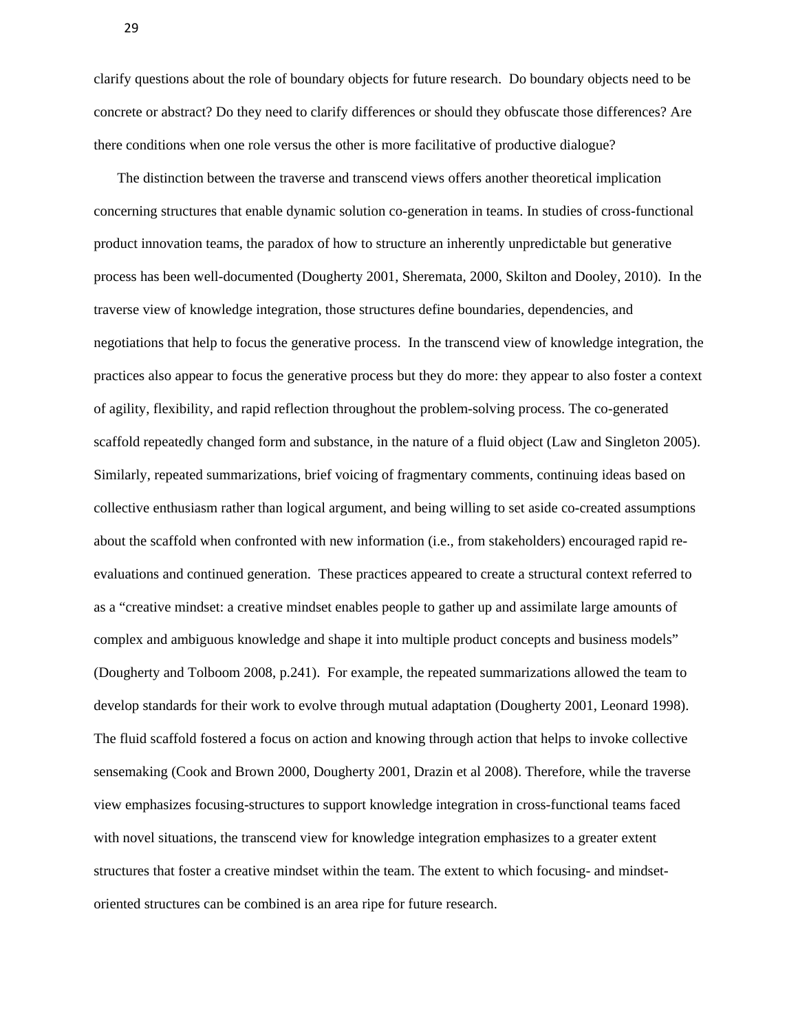clarify questions about the role of boundary objects for future research. Do boundary objects need to be concrete or abstract? Do they need to clarify differences or should they obfuscate those differences? Are there conditions when one role versus the other is more facilitative of productive dialogue?

The distinction between the traverse and transcend views offers another theoretical implication concerning structures that enable dynamic solution co-generation in teams. In studies of cross-functional product innovation teams, the paradox of how to structure an inherently unpredictable but generative process has been well-documented (Dougherty 2001, Sheremata, 2000, Skilton and Dooley, 2010). In the traverse view of knowledge integration, those structures define boundaries, dependencies, and negotiations that help to focus the generative process. In the transcend view of knowledge integration, the practices also appear to focus the generative process but they do more: they appear to also foster a context of agility, flexibility, and rapid reflection throughout the problem-solving process. The co-generated scaffold repeatedly changed form and substance, in the nature of a fluid object (Law and Singleton 2005). Similarly, repeated summarizations, brief voicing of fragmentary comments, continuing ideas based on collective enthusiasm rather than logical argument, and being willing to set aside co-created assumptions about the scaffold when confronted with new information (i.e., from stakeholders) encouraged rapid re-evaluations and continued generation. These practices appeared to create a structural context referred to as a "creative mindset: a creative mindset enables people to gather up and assimilate large amounts of complex and ambiguous knowledge and shape it into multiple product concepts and business models" (Dougherty and Tolboom 2008, p.241). For example, the repeated summarizations allowed the team to develop standards for their work to evolve through mutual adaptation (Dougherty 2001, Leonard 1998). The fluid scaffold fostered a focus on action and knowing through action that helps to invoke collective sensemaking (Cook and Brown 2000, Dougherty 2001, Drazin et al 2008). Therefore, while the traverse view emphasizes focusing-structures to support knowledge integration in cross-functional teams faced with novel situations, the transcend view for knowledge integration emphasizes to a greater extent structures that foster a creative mindset within the team. The extent to which focusing- and mindset-oriented structures can be combined is an area ripe for future research.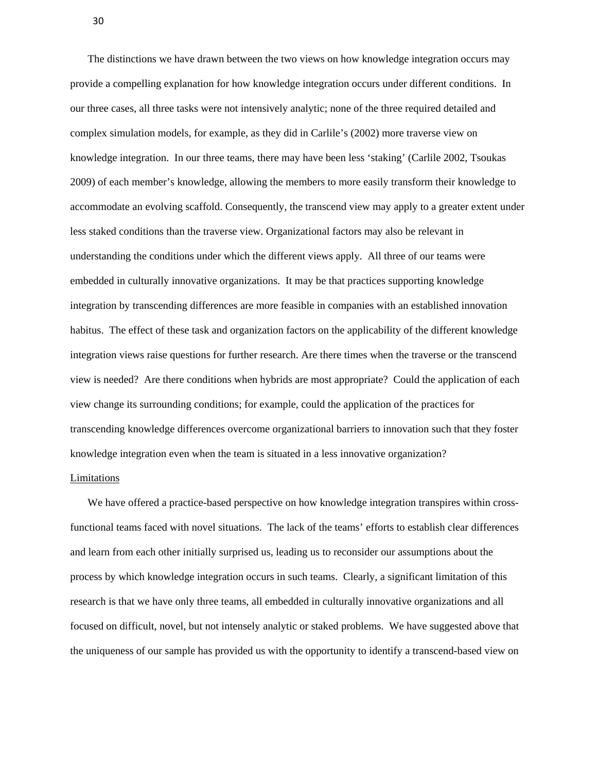The distinctions we have drawn between the two views on how knowledge integration occurs may provide a compelling explanation for how knowledge integration occurs under different conditions. In our three cases, all three tasks were not intensively analytic; none of the three required detailed and complex simulation models, for example, as they did in Carlile's (2002) more traverse view on knowledge integration. In our three teams, there may have been less 'staking' (Carlile 2002, Tsoukas 2009) of each member's knowledge, allowing the members to more easily transform their knowledge to accommodate an evolving scaffold. Consequently, the transcend view may apply to a greater extent under less staked conditions than the traverse view. Organizational factors may also be relevant in understanding the conditions under which the different views apply. All three of our teams were embedded in culturally innovative organizations. It may be that practices supporting knowledge integration by transcending differences are more feasible in companies with an established innovation habitus. The effect of these task and organization factors on the applicability of the different knowledge integration views raise questions for further research. Are there times when the traverse or the transcend view is needed? Are there conditions when hybrids are most appropriate? Could the application of each view change its surrounding conditions; for example, could the application of the practices for transcending knowledge differences overcome organizational barriers to innovation such that they foster knowledge integration even when the team is situated in a less innovative organization?

Limitations

We have offered a practice-based perspective on how knowledge integration transpires within cross-functional teams faced with novel situations. The lack of the teams' efforts to establish clear differences and learn from each other initially surprised us, leading us to reconsider our assumptions about the process by which knowledge integration occurs in such teams. Clearly, a significant limitation of this research is that we have only three teams, all embedded in culturally innovative organizations and all focused on difficult, novel, but not intensely analytic or staked problems. We have suggested above that the uniqueness of our sample has provided us with the opportunity to identify a transcend-based view on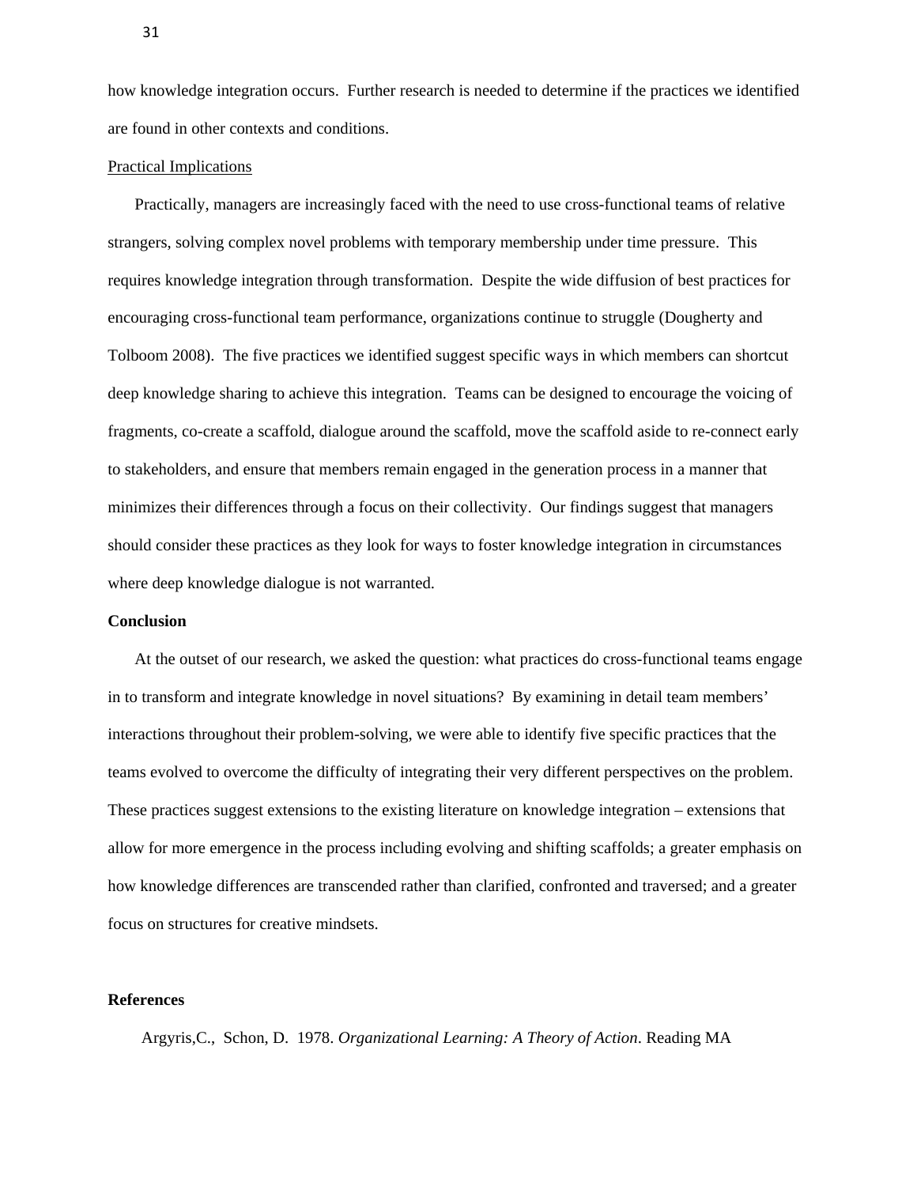how knowledge integration occurs. Further research is needed to determine if the practices we identified are found in other contexts and conditions.

Practical Implications

Practically, managers are increasingly faced with the need to use cross-functional teams of relative strangers, solving complex novel problems with temporary membership under time pressure. This requires knowledge integration through transformation. Despite the wide diffusion of best practices for encouraging cross-functional team performance, organizations continue to struggle (Dougherty and Tolboom 2008). The five practices we identified suggest specific ways in which members can shortcut deep knowledge sharing to achieve this integration. Teams can be designed to encourage the voicing of fragments, co-create a scaffold, dialogue around the scaffold, move the scaffold aside to re-connect early to stakeholders, and ensure that members remain engaged in the generation process in a manner that minimizes their differences through a focus on their collectivity. Our findings suggest that managers should consider these practices as they look for ways to foster knowledge integration in circumstances where deep knowledge dialogue is not warranted.

**Conclusion**

At the outset of our research, we asked the question: what practices do cross-functional teams engage in to transform and integrate knowledge in novel situations? By examining in detail team members' interactions throughout their problem-solving, we were able to identify five specific practices that the teams evolved to overcome the difficulty of integrating their very different perspectives on the problem. These practices suggest extensions to the existing literature on knowledge integration – extensions that allow for more emergence in the process including evolving and shifting scaffolds; a greater emphasis on how knowledge differences are transcended rather than clarified, confronted and traversed; and a greater focus on structures for creative mindsets.

**References**

Argyris,C., Schon, D. 1978. *Organizational Learning: A Theory of Action*. Reading MA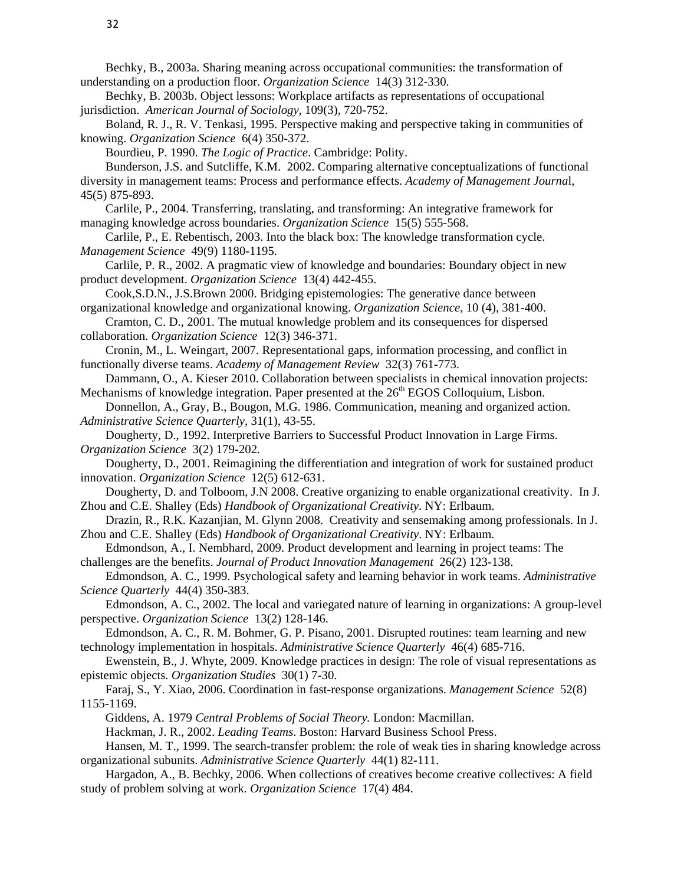Bechky, B., 2003a. Sharing meaning across occupational communities: the transformation of understanding on a production floor. *Organization Science* 14(3) 312-330.

Bechky, B. 2003b. Object lessons: Workplace artifacts as representations of occupational jurisdiction. *American Journal of Sociology*, 109(3), 720-752.

Boland, R. J., R. V. Tenkasi, 1995. Perspective making and perspective taking in communities of knowing. *Organization Science* 6(4) 350-372.

Bourdieu, P. 1990. *The Logic of Practice*. Cambridge: Polity.

Bunderson, J.S. and Sutcliffe, K.M. 2002. Comparing alternative conceptualizations of functional diversity in management teams: Process and performance effects. *Academy of Management Journa*l, 45(5) 875-893.

Carlile, P., 2004. Transferring, translating, and transforming: An integrative framework for managing knowledge across boundaries. *Organization Science* 15(5) 555-568.

Carlile, P., E. Rebentisch, 2003. Into the black box: The knowledge transformation cycle. *Management Science* 49(9) 1180-1195.

Carlile, P. R., 2002. A pragmatic view of knowledge and boundaries: Boundary object in new product development. *Organization Science* 13(4) 442-455.

Cook,S.D.N., J.S.Brown 2000. Bridging epistemologies: The generative dance between organizational knowledge and organizational knowing. *Organization Science*, 10 (4), 381-400.

Cramton, C. D., 2001. The mutual knowledge problem and its consequences for dispersed collaboration. *Organization Science* 12(3) 346-371.

Cronin, M., L. Weingart, 2007. Representational gaps, information processing, and conflict in functionally diverse teams. *Academy of Management Review* 32(3) 761-773.

Dammann, O., A. Kieser 2010. Collaboration between specialists in chemical innovation projects: Mechanisms of knowledge integration. Paper presented at the 26th EGOS Colloquium, Lisbon.

Donnellon, A., Gray, B., Bougon, M.G. 1986. Communication, meaning and organized action. *Administrative Science Quarterly*, 31(1), 43-55.

Dougherty, D., 1992. Interpretive Barriers to Successful Product Innovation in Large Firms. *Organization Science* 3(2) 179-202.

Dougherty, D., 2001. Reimagining the differentiation and integration of work for sustained product innovation. *Organization Science* 12(5) 612-631.

Dougherty, D. and Tolboom, J.N 2008. Creative organizing to enable organizational creativity. In J. Zhou and C.E. Shalley (Eds) *Handbook of Organizational Creativity*. NY: Erlbaum.

Drazin, R., R.K. Kazanjian, M. Glynn 2008. Creativity and sensemaking among professionals. In J. Zhou and C.E. Shalley (Eds) *Handbook of Organizational Creativity*. NY: Erlbaum.

Edmondson, A., I. Nembhard, 2009. Product development and learning in project teams: The challenges are the benefits. *Journal of Product Innovation Management* 26(2) 123-138.

Edmondson, A. C., 1999. Psychological safety and learning behavior in work teams. *Administrative Science Quarterly* 44(4) 350-383.

Edmondson, A. C., 2002. The local and variegated nature of learning in organizations: A group-level perspective. *Organization Science* 13(2) 128-146.

Edmondson, A. C., R. M. Bohmer, G. P. Pisano, 2001. Disrupted routines: team learning and new technology implementation in hospitals. *Administrative Science Quarterly* 46(4) 685-716.

Ewenstein, B., J. Whyte, 2009. Knowledge practices in design: The role of visual representations as epistemic objects. *Organization Studies* 30(1) 7-30.

Faraj, S., Y. Xiao, 2006. Coordination in fast-response organizations. *Management Science* 52(8) 1155-1169.

Giddens, A. 1979 *Central Problems of Social Theory.* London: Macmillan.

Hackman, J. R., 2002. *Leading Teams*. Boston: Harvard Business School Press.

Hansen, M. T., 1999. The search-transfer problem: the role of weak ties in sharing knowledge across organizational subunits. *Administrative Science Quarterly* 44(1) 82-111.

Hargadon, A., B. Bechky, 2006. When collections of creatives become creative collectives: A field study of problem solving at work. *Organization Science* 17(4) 484.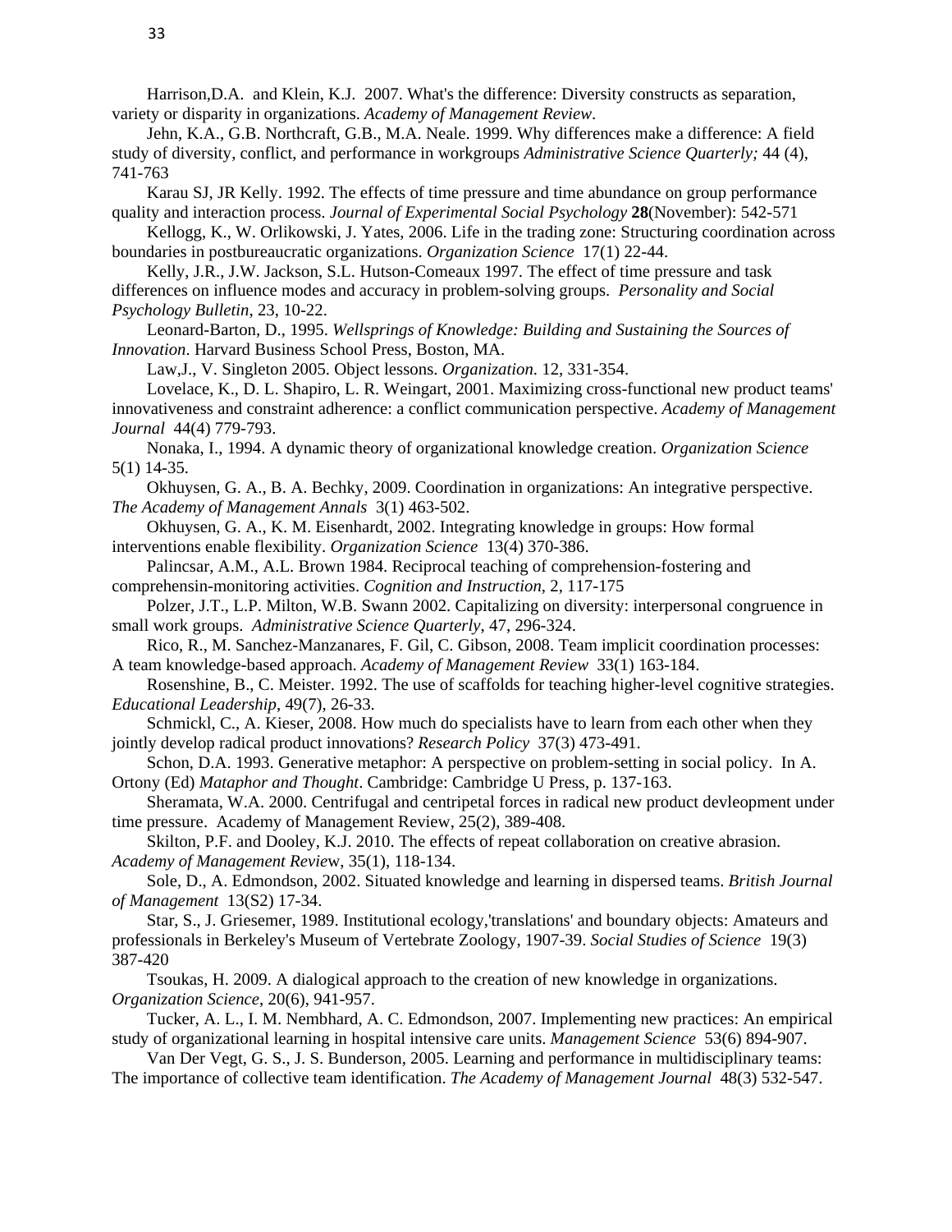Harrison,D.A. and Klein, K.J. 2007. What's the difference: Diversity constructs as separation, variety or disparity in organizations. *Academy of Management Review*.

Jehn, K.A., G.B. Northcraft, G.B., M.A. Neale. 1999. Why differences make a difference: A field study of diversity, conflict, and performance in workgroups *Administrative Science Quarterly;* 44 (4), 741-763

Karau SJ, JR Kelly. 1992. The effects of time pressure and time abundance on group performance quality and interaction process. *Journal of Experimental Social Psychology* **28**(November): 542-571

Kellogg, K., W. Orlikowski, J. Yates, 2006. Life in the trading zone: Structuring coordination across boundaries in postbureaucratic organizations. *Organization Science* 17(1) 22-44.

Kelly, J.R., J.W. Jackson, S.L. Hutson-Comeaux 1997. The effect of time pressure and task differences on influence modes and accuracy in problem-solving groups. *Personality and Social Psychology Bulletin*, 23, 10-22.

Leonard-Barton, D., 1995. *Wellsprings of Knowledge: Building and Sustaining the Sources of Innovation*. Harvard Business School Press, Boston, MA.

Law,J., V. Singleton 2005. Object lessons. *Organization*. 12, 331-354.

Lovelace, K., D. L. Shapiro, L. R. Weingart, 2001. Maximizing cross-functional new product teams' innovativeness and constraint adherence: a conflict communication perspective. *Academy of Management Journal* 44(4) 779-793.

Nonaka, I., 1994. A dynamic theory of organizational knowledge creation. *Organization Science* 5(1) 14-35.

Okhuysen, G. A., B. A. Bechky, 2009. Coordination in organizations: An integrative perspective. *The Academy of Management Annals* 3(1) 463-502.

Okhuysen, G. A., K. M. Eisenhardt, 2002. Integrating knowledge in groups: How formal interventions enable flexibility. *Organization Science* 13(4) 370-386.

Palincsar, A.M., A.L. Brown 1984. Reciprocal teaching of comprehension-fostering and comprehensin-monitoring activities. *Cognition and Instruction*, 2, 117-175

Polzer, J.T., L.P. Milton, W.B. Swann 2002. Capitalizing on diversity: interpersonal congruence in small work groups. *Administrative Science Quarterly*, 47, 296-324.

Rico, R., M. Sanchez-Manzanares, F. Gil, C. Gibson, 2008. Team implicit coordination processes: A team knowledge-based approach. *Academy of Management Review* 33(1) 163-184.

Rosenshine, B., C. Meister. 1992. The use of scaffolds for teaching higher-level cognitive strategies. *Educational Leadership*, 49(7), 26-33.

Schmickl, C., A. Kieser, 2008. How much do specialists have to learn from each other when they jointly develop radical product innovations? *Research Policy* 37(3) 473-491.

Schon, D.A. 1993. Generative metaphor: A perspective on problem-setting in social policy. In A. Ortony (Ed) *Mataphor and Thought*. Cambridge: Cambridge U Press, p. 137-163.

Sheramata, W.A. 2000. Centrifugal and centripetal forces in radical new product devleopment under time pressure. Academy of Management Review, 25(2), 389-408.

Skilton, P.F. and Dooley, K.J. 2010. The effects of repeat collaboration on creative abrasion. *Academy of Management Review*, 35(1), 118-134.

Sole, D., A. Edmondson, 2002. Situated knowledge and learning in dispersed teams. *British Journal of Management* 13(S2) 17-34.

Star, S., J. Griesemer, 1989. Institutional ecology,'translations' and boundary objects: Amateurs and professionals in Berkeley's Museum of Vertebrate Zoology, 1907-39. *Social Studies of Science* 19(3) 387-420

Tsoukas, H. 2009. A dialogical approach to the creation of new knowledge in organizations. *Organization Science*, 20(6), 941-957.

Tucker, A. L., I. M. Nembhard, A. C. Edmondson, 2007. Implementing new practices: An empirical study of organizational learning in hospital intensive care units. *Management Science* 53(6) 894-907.

Van Der Vegt, G. S., J. S. Bunderson, 2005. Learning and performance in multidisciplinary teams: The importance of collective team identification. *The Academy of Management Journal* 48(3) 532-547.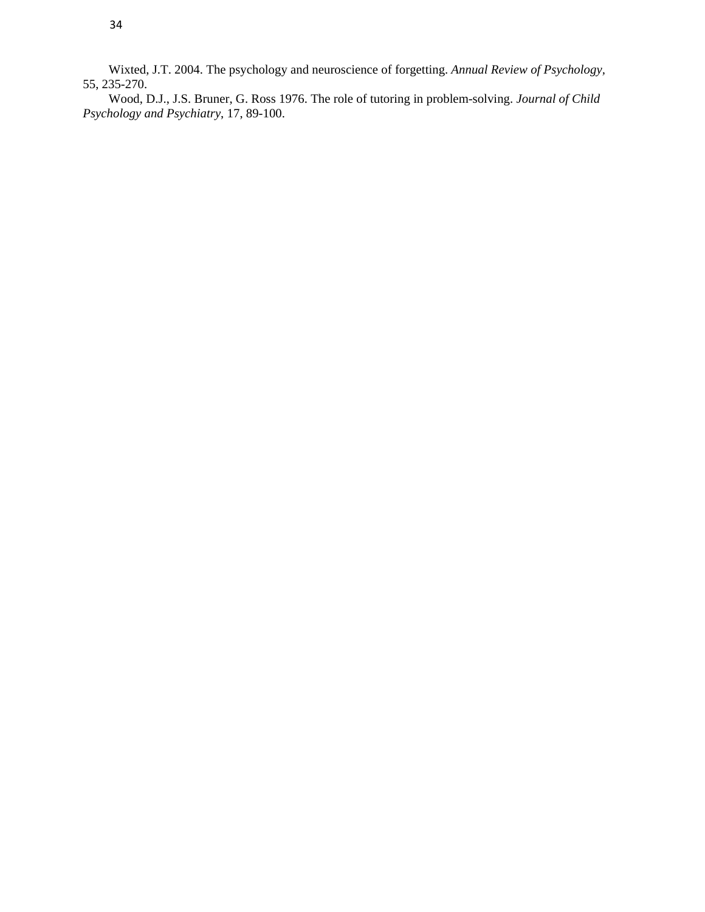Wixted, J.T. 2004. The psychology and neuroscience of forgetting. *Annual Review of Psychology*, 55, 235-270.

Wood, D.J., J.S. Bruner, G. Ross 1976. The role of tutoring in problem-solving. *Journal of Child Psychology and Psychiatry*, 17, 89-100.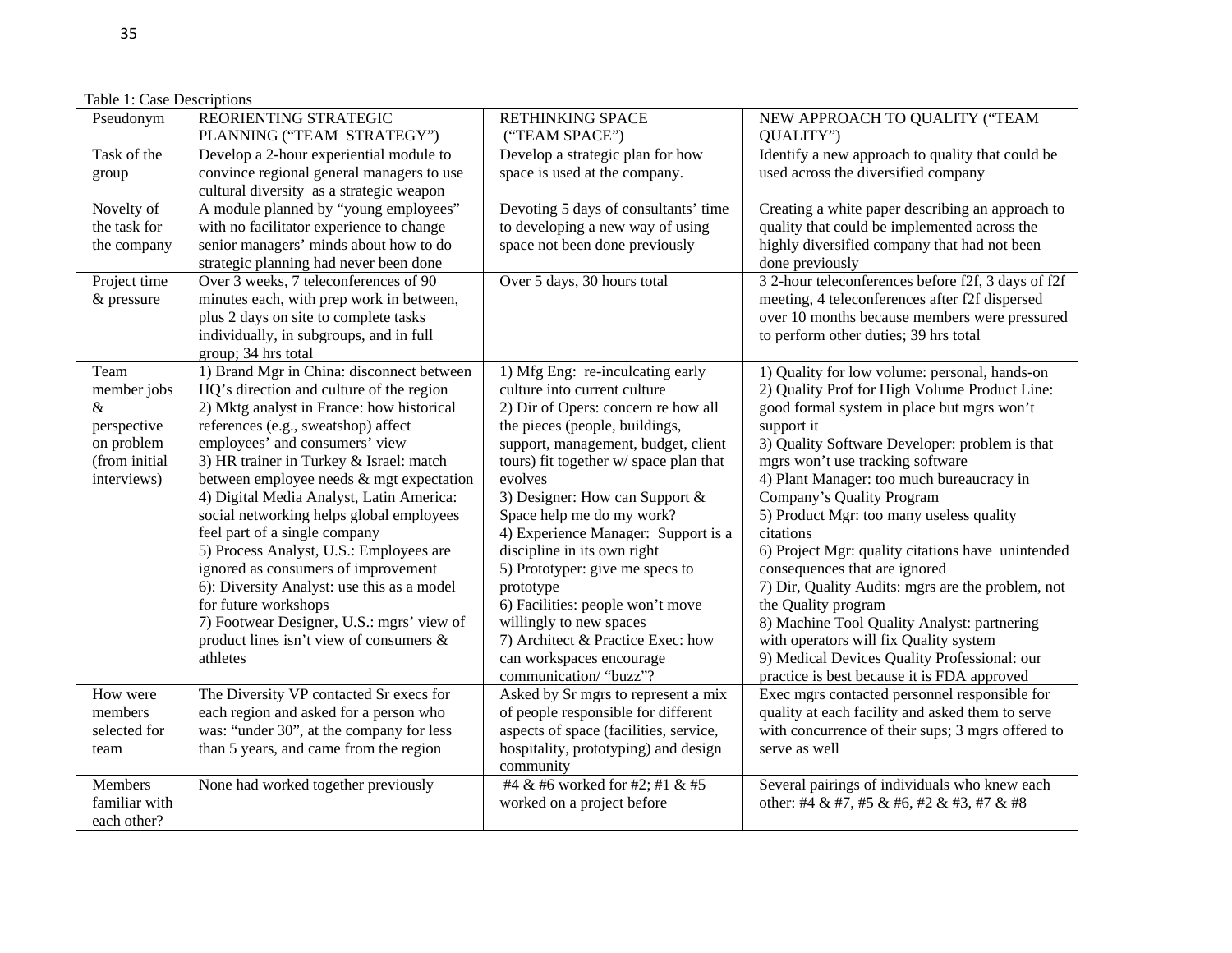Table 1: Case Descriptions

| Pseudonym | REORIENTING STRATEGIC PLANNING ("TEAM STRATEGY") | RETHINKING SPACE ("TEAM SPACE") | NEW APPROACH TO QUALITY ("TEAM QUALITY") |
|---|---|---|---|
| Task of the group | Develop a 2-hour experiential module to convince regional general managers to use cultural diversity as a strategic weapon | Develop a strategic plan for how space is used at the company. | Identify a new approach to quality that could be used across the diversified company |
| Novelty of the task for the company | A module planned by "young employees" with no facilitator experience to change senior managers' minds about how to do strategic planning had never been done | Devoting 5 days of consultants' time to developing a new way of using space not been done previously | Creating a white paper describing an approach to quality that could be implemented across the highly diversified company that had not been done previously |
| Project time & pressure | Over 3 weeks, 7 teleconferences of 90 minutes each, with prep work in between, plus 2 days on site to complete tasks individually, in subgroups, and in full group; 34 hrs total | Over 5 days, 30 hours total | 3 2-hour teleconferences before f2f, 3 days of f2f meeting, 4 teleconferences after f2f dispersed over 10 months because members were pressured to perform other duties; 39 hrs total |
| Team member jobs & perspective on problem (from initial interviews) | 1) Brand Mgr in China: disconnect between HQ's direction and culture of the region<br>2) Mktg analyst in France: how historical references (e.g., sweatshop) affect employees' and consumers' view<br>3) HR trainer in Turkey & Israel: match between employee needs & mgt expectation<br>4) Digital Media Analyst, Latin America: social networking helps global employees feel part of a single company<br>5) Process Analyst, U.S.: Employees are ignored as consumers of improvement<br>6): Diversity Analyst: use this as a model for future workshops<br>7) Footwear Designer, U.S.: mgrs' view of product lines isn't view of consumers & athletes | 1) Mfg Eng: re-inculcating early culture into current culture<br>2) Dir of Opers: concern re how all the pieces (people, buildings, support, management, budget, client tours) fit together w/ space plan that evolves<br>3) Designer: How can Support & Space help me do my work?<br>4) Experience Manager: Support is a discipline in its own right<br>5) Prototyper: give me specs to prototype<br>6) Facilities: people won't move willingly to new spaces<br>7) Architect & Practice Exec: how can workspaces encourage communication/ "buzz"? | 1) Quality for low volume: personal, hands-on<br>2) Quality Prof for High Volume Product Line: good formal system in place but mgrs won't support it<br>3) Quality Software Developer: problem is that mgrs won't use tracking software<br>4) Plant Manager: too much bureaucracy in Company's Quality Program<br>5) Product Mgr: too many useless quality citations<br>6) Project Mgr: quality citations have unintended consequences that are ignored<br>7) Dir, Quality Audits: mgrs are the problem, not the Quality program<br>8) Machine Tool Quality Analyst: partnering with operators will fix Quality system<br>9) Medical Devices Quality Professional: our practice is best because it is FDA approved |
| How were members selected for team | The Diversity VP contacted Sr execs for each region and asked for a person who was: "under 30", at the company for less than 5 years, and came from the region | Asked by Sr mgrs to represent a mix of people responsible for different aspects of space (facilities, service, hospitality, prototyping) and design community | Exec mgrs contacted personnel responsible for quality at each facility and asked them to serve with concurrence of their sups; 3 mgrs offered to serve as well |
| Members familiar with each other? | None had worked together previously | #4 & #6 worked for #2; #1 & #5 worked on a project before | Several pairings of individuals who knew each other: #4 & #7, #5 & #6, #2 & #3, #7 & #8 |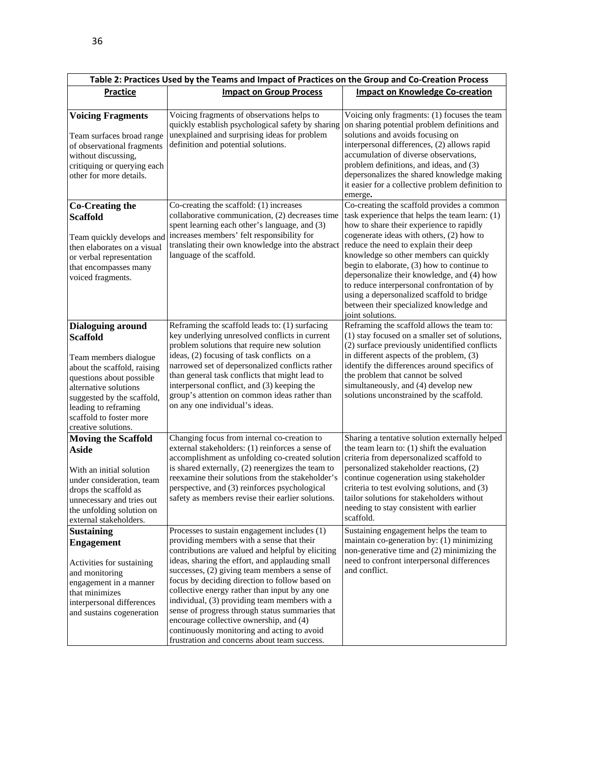**Table 2: Practices Used by the Teams and Impact of Practices on the Group and Co-Creation Process**

| Practice | Impact on Group Process | Impact on Knowledge Co-creation |
| --- | --- | --- |
| **Voicing Fragments**<br><br>Team surfaces broad range of observational fragments without discussing, critiquing or querying each other for more details. | Voicing fragments of observations helps to quickly establish psychological safety by sharing unexplained and surprising ideas for problem definition and potential solutions. | Voicing only fragments: (1) focuses the team on sharing potential problem definitions and solutions and avoids focusing on interpersonal differences, (2) allows rapid accumulation of diverse observations, problem definitions, and ideas, and (3) depersonalizes the shared knowledge making it easier for a collective problem definition to emerge**.** |
| **Co-Creating the Scaffold**<br><br>Team quickly develops and then elaborates on a visual or verbal representation that encompasses many voiced fragments. | Co-creating the scaffold: (1) increases collaborative communication, (2) decreases time spent learning each other's language, and (3) increases members' felt responsibility for translating their own knowledge into the abstract language of the scaffold. | Co-creating the scaffold provides a common task experience that helps the team learn: (1) how to share their experience to rapidly cogenerate ideas with others, (2) how to reduce the need to explain their deep knowledge so other members can quickly begin to elaborate, (3) how to continue to depersonalize their knowledge, and (4) how to reduce interpersonal confrontation of by using a depersonalized scaffold to bridge between their specialized knowledge and joint solutions. |
| **Dialoguing around Scaffold**<br><br>Team members dialogue about the scaffold, raising questions about possible alternative solutions suggested by the scaffold, leading to reframing scaffold to foster more creative solutions. | Reframing the scaffold leads to: (1) surfacing key underlying unresolved conflicts in current problem solutions that require new solution ideas, (2) focusing of task conflicts on a narrowed set of depersonalized conflicts rather than general task conflicts that might lead to interpersonal conflict, and (3) keeping the group's attention on common ideas rather than on any one individual's ideas. | Reframing the scaffold allows the team to: (1) stay focused on a smaller set of solutions, (2) surface previously unidentified conflicts in different aspects of the problem, (3) identify the differences around specifics of the problem that cannot be solved simultaneously, and (4) develop new solutions unconstrained by the scaffold. |
| **Moving the Scaffold Aside**<br><br>With an initial solution under consideration, team drops the scaffold as unnecessary and tries out the unfolding solution on external stakeholders. | Changing focus from internal co-creation to external stakeholders: (1) reinforces a sense of accomplishment as unfolding co-created solution is shared externally, (2) reenergizes the team to reexamine their solutions from the stakeholder's perspective, and (3) reinforces psychological safety as members revise their earlier solutions. | Sharing a tentative solution externally helped the team learn to: (1) shift the evaluation criteria from depersonalized scaffold to personalized stakeholder reactions, (2) continue cogeneration using stakeholder criteria to test evolving solutions, and (3) tailor solutions for stakeholders without needing to stay consistent with earlier scaffold. |
| **Sustaining Engagement**<br><br>Activities for sustaining and monitoring engagement in a manner that minimizes interpersonal differences and sustains cogeneration | Processes to sustain engagement includes (1) providing members with a sense that their contributions are valued and helpful by eliciting ideas, sharing the effort, and applauding small successes, (2) giving team members a sense of focus by deciding direction to follow based on collective energy rather than input by any one individual, (3) providing team members with a sense of progress through status summaries that encourage collective ownership, and (4) continuously monitoring and acting to avoid frustration and concerns about team success. | Sustaining engagement helps the team to maintain co-generation by: (1) minimizing non-generative time and (2) minimizing the need to confront interpersonal differences and conflict. |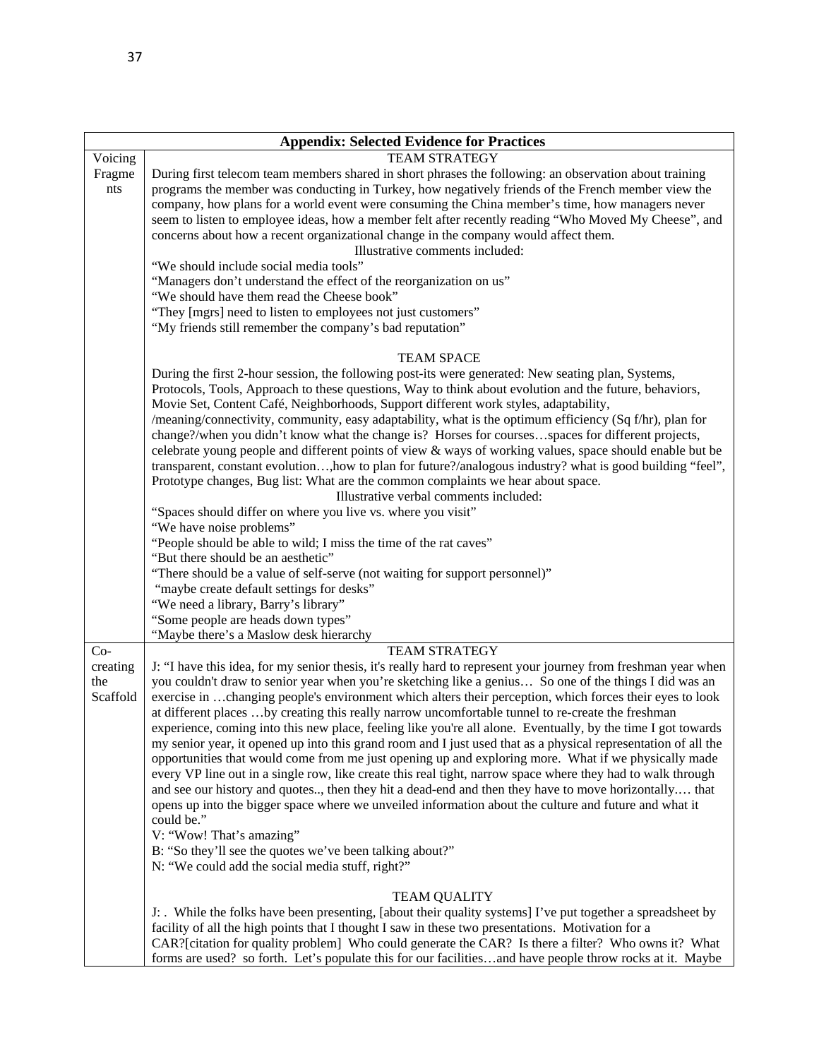| **Appendix: Selected Evidence for Practices** | |
|---|---|
| Voicing Fragments | TEAM STRATEGY<br>During first telecom team members shared in short phrases the following: an observation about training programs the member was conducting in Turkey, how negatively friends of the French member view the company, how plans for a world event were consuming the China member's time, how managers never seem to listen to employee ideas, how a member felt after recently reading "Who Moved My Cheese", and concerns about how a recent organizational change in the company would affect them.<br>Illustrative comments included:<br>"We should include social media tools"<br>"Managers don't understand the effect of the reorganization on us"<br>"We should have them read the Cheese book"<br>"They [mgrs] need to listen to employees not just customers"<br>"My friends still remember the company's bad reputation"<br><br>TEAM SPACE<br>During the first 2-hour session, the following post-its were generated: New seating plan, Systems, Protocols, Tools, Approach to these questions, Way to think about evolution and the future, behaviors, Movie Set, Content Café, Neighborhoods, Support different work styles, adaptability, /meaning/connectivity, community, easy adaptability, what is the optimum efficiency (Sq f/hr), plan for change?/when you didn't know what the change is? Horses for courses…spaces for different projects, celebrate young people and different points of view & ways of working values, space should enable but be transparent, constant evolution…,how to plan for future?/analogous industry? what is good building "feel", Prototype changes, Bug list: What are the common complaints we hear about space.<br>Illustrative verbal comments included:<br>"Spaces should differ on where you live vs. where you visit"<br>"We have noise problems"<br>"People should be able to wild; I miss the time of the rat caves"<br>"But there should be an aesthetic"<br>"There should be a value of self-serve (not waiting for support personnel)"<br>"maybe create default settings for desks"<br>"We need a library, Barry's library"<br>"Some people are heads down types"<br>"Maybe there's a Maslow desk hierarchy |
| Co-creating the Scaffold | TEAM STRATEGY<br>J: "I have this idea, for my senior thesis, it's really hard to represent your journey from freshman year when you couldn't draw to senior year when you're sketching like a genius… So one of the things I did was an exercise in …changing people's environment which alters their perception, which forces their eyes to look at different places …by creating this really narrow uncomfortable tunnel to re-create the freshman experience, coming into this new place, feeling like you're all alone. Eventually, by the time I got towards my senior year, it opened up into this grand room and I just used that as a physical representation of all the opportunities that would come from me just opening up and exploring more. What if we physically made every VP line out in a single row, like create this real tight, narrow space where they had to walk through and see our history and quotes.., then they hit a dead-end and then they have to move horizontally.… that opens up into the bigger space where we unveiled information about the culture and future and what it could be."<br>V: "Wow! That's amazing"<br>B: "So they'll see the quotes we've been talking about?"<br>N: "We could add the social media stuff, right?"<br><br>TEAM QUALITY<br>J: . While the folks have been presenting, [about their quality systems] I've put together a spreadsheet by facility of all the high points that I thought I saw in these two presentations. Motivation for a CAR?[citation for quality problem] Who could generate the CAR? Is there a filter? Who owns it? What forms are used? so forth. Let's populate this for our facilities…and have people throw rocks at it. Maybe |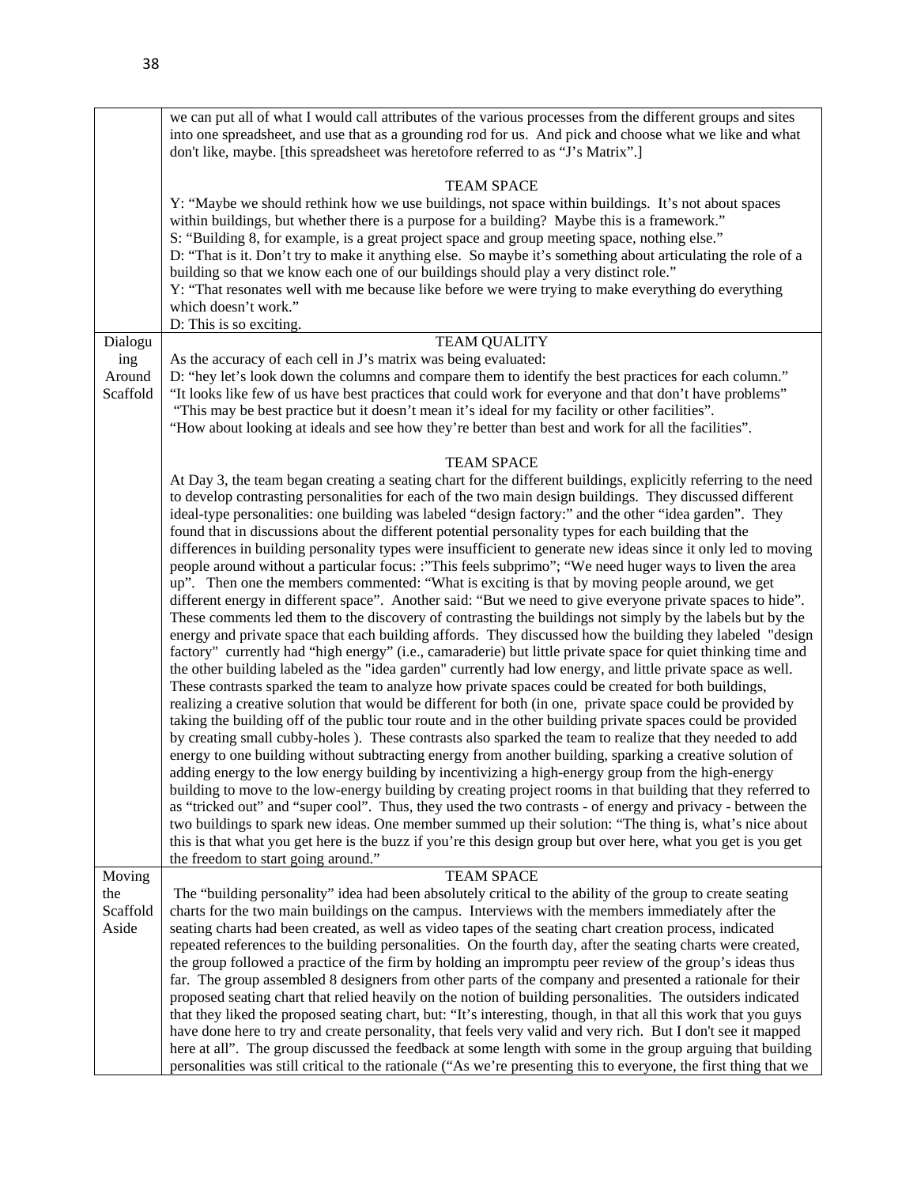| | |
|---|---|
| | we can put all of what I would call attributes of the various processes from the different groups and sites into one spreadsheet, and use that as a grounding rod for us. And pick and choose what we like and what don't like, maybe. [this spreadsheet was heretofore referred to as "J's Matrix".]<br><br>TEAM SPACE<br>Y: "Maybe we should rethink how we use buildings, not space within buildings. It's not about spaces within buildings, but whether there is a purpose for a building? Maybe this is a framework."<br>S: "Building 8, for example, is a great project space and group meeting space, nothing else."<br>D: "That is it. Don't try to make it anything else. So maybe it's something about articulating the role of a building so that we know each one of our buildings should play a very distinct role."<br>Y: "That resonates well with me because like before we were trying to make everything do everything which doesn't work."<br>D: This is so exciting. |
| Dialoguing Around Scaffold | TEAM QUALITY<br>As the accuracy of each cell in J's matrix was being evaluated:<br>D: "hey let's look down the columns and compare them to identify the best practices for each column."<br>"It looks like few of us have best practices that could work for everyone and that don't have problems"<br>"This may be best practice but it doesn't mean it's ideal for my facility or other facilities".<br>"How about looking at ideals and see how they're better than best and work for all the facilities".<br><br>TEAM SPACE<br>At Day 3, the team began creating a seating chart for the different buildings, explicitly referring to the need to develop contrasting personalities for each of the two main design buildings. They discussed different ideal-type personalities: one building was labeled "design factory:" and the other "idea garden". They found that in discussions about the different potential personality types for each building that the differences in building personality types were insufficient to generate new ideas since it only led to moving people around without a particular focus: :"This feels subprimo"; "We need huger ways to liven the area up". Then one the members commented: "What is exciting is that by moving people around, we get different energy in different space". Another said: "But we need to give everyone private spaces to hide". These comments led them to the discovery of contrasting the buildings not simply by the labels but by the energy and private space that each building affords. They discussed how the building they labeled "design factory" currently had "high energy" (i.e., camaraderie) but little private space for quiet thinking time and the other building labeled as the "idea garden" currently had low energy, and little private space as well. These contrasts sparked the team to analyze how private spaces could be created for both buildings, realizing a creative solution that would be different for both (in one, private space could be provided by taking the building off of the public tour route and in the other building private spaces could be provided by creating small cubby-holes ). These contrasts also sparked the team to realize that they needed to add energy to one building without subtracting energy from another building, sparking a creative solution of adding energy to the low energy building by incentivizing a high-energy group from the high-energy building to move to the low-energy building by creating project rooms in that building that they referred to as "tricked out" and "super cool". Thus, they used the two contrasts - of energy and privacy - between the two buildings to spark new ideas. One member summed up their solution: "The thing is, what's nice about this is that what you get here is the buzz if you're this design group but over here, what you get is you get the freedom to start going around." |
| Moving the Scaffold Aside | TEAM SPACE<br>The "building personality" idea had been absolutely critical to the ability of the group to create seating charts for the two main buildings on the campus. Interviews with the members immediately after the seating charts had been created, as well as video tapes of the seating chart creation process, indicated repeated references to the building personalities. On the fourth day, after the seating charts were created, the group followed a practice of the firm by holding an impromptu peer review of the group's ideas thus far. The group assembled 8 designers from other parts of the company and presented a rationale for their proposed seating chart that relied heavily on the notion of building personalities. The outsiders indicated that they liked the proposed seating chart, but: "It's interesting, though, in that all this work that you guys have done here to try and create personality, that feels very valid and very rich. But I don't see it mapped here at all". The group discussed the feedback at some length with some in the group arguing that building personalities was still critical to the rationale ("As we're presenting this to everyone, the first thing that we |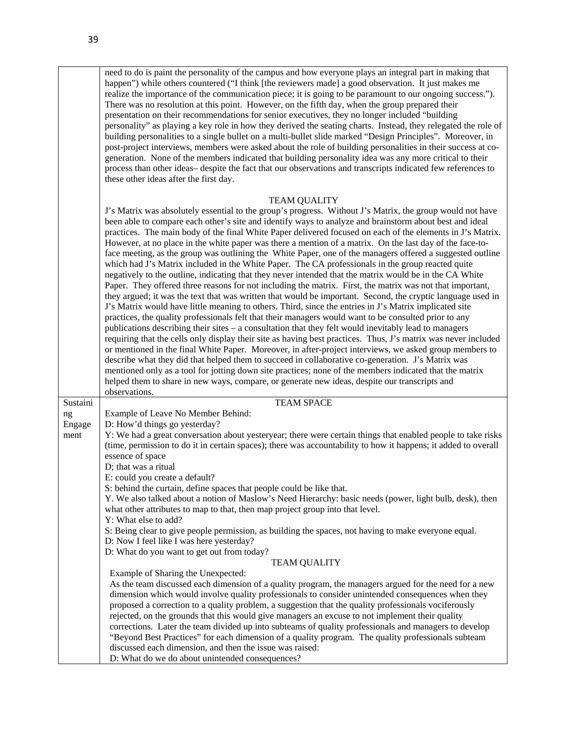| | |
|---|---|
| | need to do is paint the personality of the campus and how everyone plays an integral part in making that happen") while others countered ("I think [the reviewers made] a good observation. It just makes me realize the importance of the communication piece; it is going to be paramount to our ongoing success."). There was no resolution at this point. However, on the fifth day, when the group prepared their presentation on their recommendations for senior executives, they no longer included "building personality" as playing a key role in how they derived the seating charts. Instead, they relegated the role of building personalities to a single bullet on a multi-bullet slide marked "Design Principles". Moreover, in post-project interviews, members were asked about the role of building personalities in their success at co-generation. None of the members indicated that building personality idea was any more critical to their process than other ideas– despite the fact that our observations and transcripts indicated few references to these other ideas after the first day.<br><br>TEAM QUALITY<br>J's Matrix was absolutely essential to the group's progress. Without J's Matrix, the group would not have been able to compare each other's site and identify ways to analyze and brainstorm about best and ideal practices. The main body of the final White Paper delivered focused on each of the elements in J's Matrix. However, at no place in the white paper was there a mention of a matrix. On the last day of the face-to-face meeting, as the group was outlining the White Paper, one of the managers offered a suggested outline which had J's Matrix included in the White Paper. The CA professionals in the group reacted quite negatively to the outline, indicating that they never intended that the matrix would be in the CA White Paper. They offered three reasons for not including the matrix. First, the matrix was not that important, they argued; it was the text that was written that would be important. Second, the cryptic language used in J's Matrix would have little meaning to others. Third, since the entries in J's Matrix implicated site practices, the quality professionals felt that their managers would want to be consulted prior to any publications describing their sites – a consultation that they felt would inevitably lead to managers requiring that the cells only display their site as having best practices. Thus, J's matrix was never included or mentioned in the final White Paper. Moreover, in after-project interviews, we asked group members to describe what they did that helped them to succeed in collaborative co-generation. J's Matrix was mentioned only as a tool for jotting down site practices; none of the members indicated that the matrix helped them to share in new ways, compare, or generate new ideas, despite our transcripts and observations. |
| Sustaining Engagement | TEAM SPACE<br>Example of Leave No Member Behind:<br>D: How'd things go yesterday?<br>Y: We had a great conversation about yesteryear; there were certain things that enabled people to take risks (time, permission to do it in certain spaces); there was accountability to how it happens; it added to overall essence of space<br>D; that was a ritual<br>E: could you create a default?<br>S: behind the curtain, define spaces that people could be like that.<br>Y. We also talked about a notion of Maslow's Need Hierarchy: basic needs (power, light bulb, desk), then what other attributes to map to that, then map project group into that level.<br>Y: What else to add?<br>S: Being clear to give people permission, as building the spaces, not having to make everyone equal.<br>D: Now I feel like I was here yesterday?<br>D: What do you want to get out from today?<br>TEAM QUALITY<br>Example of Sharing the Unexpected:<br>As the team discussed each dimension of a quality program, the managers argued for the need for a new dimension which would involve quality professionals to consider unintended consequences when they proposed a correction to a quality problem, a suggestion that the quality professionals vociferously rejected, on the grounds that this would give managers an excuse to not implement their quality corrections. Later the team divided up into subteams of quality professionals and managers to develop "Beyond Best Practices" for each dimension of a quality program. The quality professionals subteam discussed each dimension, and then the issue was raised:<br>D: What do we do about unintended consequences? |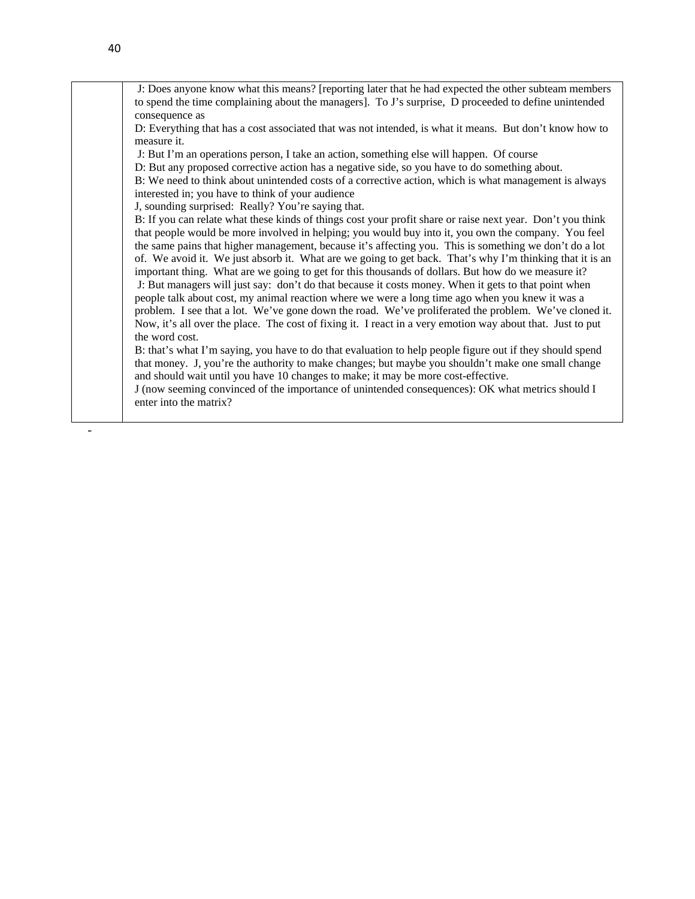| | |
|---|---|
| | J: Does anyone know what this means? [reporting later that he had expected the other subteam members to spend the time complaining about the managers]. To J's surprise, D proceeded to define unintended consequence as<br>D: Everything that has a cost associated that was not intended, is what it means. But don't know how to measure it.<br>J: But I'm an operations person, I take an action, something else will happen. Of course<br>D: But any proposed corrective action has a negative side, so you have to do something about.<br>B: We need to think about unintended costs of a corrective action, which is what management is always interested in; you have to think of your audience<br>J, sounding surprised: Really? You're saying that.<br>B: If you can relate what these kinds of things cost your profit share or raise next year. Don't you think that people would be more involved in helping; you would buy into it, you own the company. You feel the same pains that higher management, because it's affecting you. This is something we don't do a lot of. We avoid it. We just absorb it. What are we going to get back. That's why I'm thinking that it is an important thing. What are we going to get for this thousands of dollars. But how do we measure it?<br>J: But managers will just say: don't do that because it costs money. When it gets to that point when people talk about cost, my animal reaction where we were a long time ago when you knew it was a problem. I see that a lot. We've gone down the road. We've proliferated the problem. We've cloned it. Now, it's all over the place. The cost of fixing it. I react in a very emotion way about that. Just to put the word cost.<br>B: that's what I'm saying, you have to do that evaluation to help people figure out if they should spend that money. J, you're the authority to make changes; but maybe you shouldn't make one small change and should wait until you have 10 changes to make; it may be more cost-effective.<br>J (now seeming convinced of the importance of unintended consequences): OK what metrics should I enter into the matrix? |

-